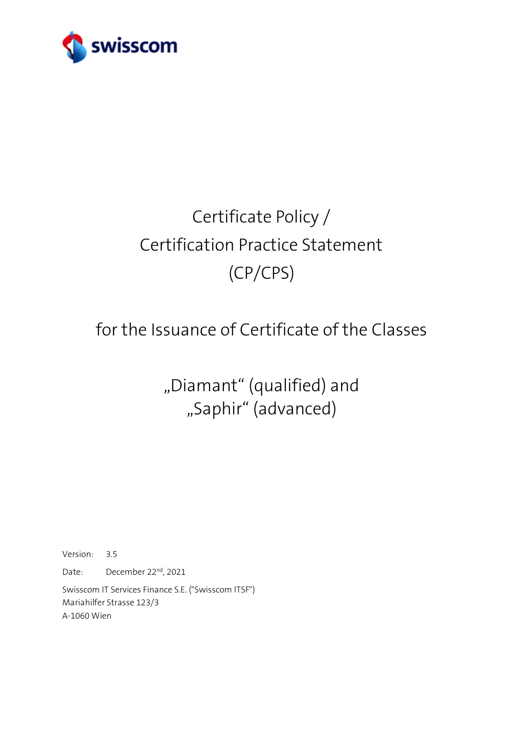swisscom

# Certificate Policy / Certification Practice Statement (CP/CPS)

## for the Issuance of Certificate of the Classes

## „Diamant“ (qualified) and „Saphir“ (advanced)

Version: 3.5

Date: December 22nd, 2021

Swisscom IT Services Finance S.E. ("Swisscom ITSF")
Mariahilfer Strasse 123/3
A-1060 Wien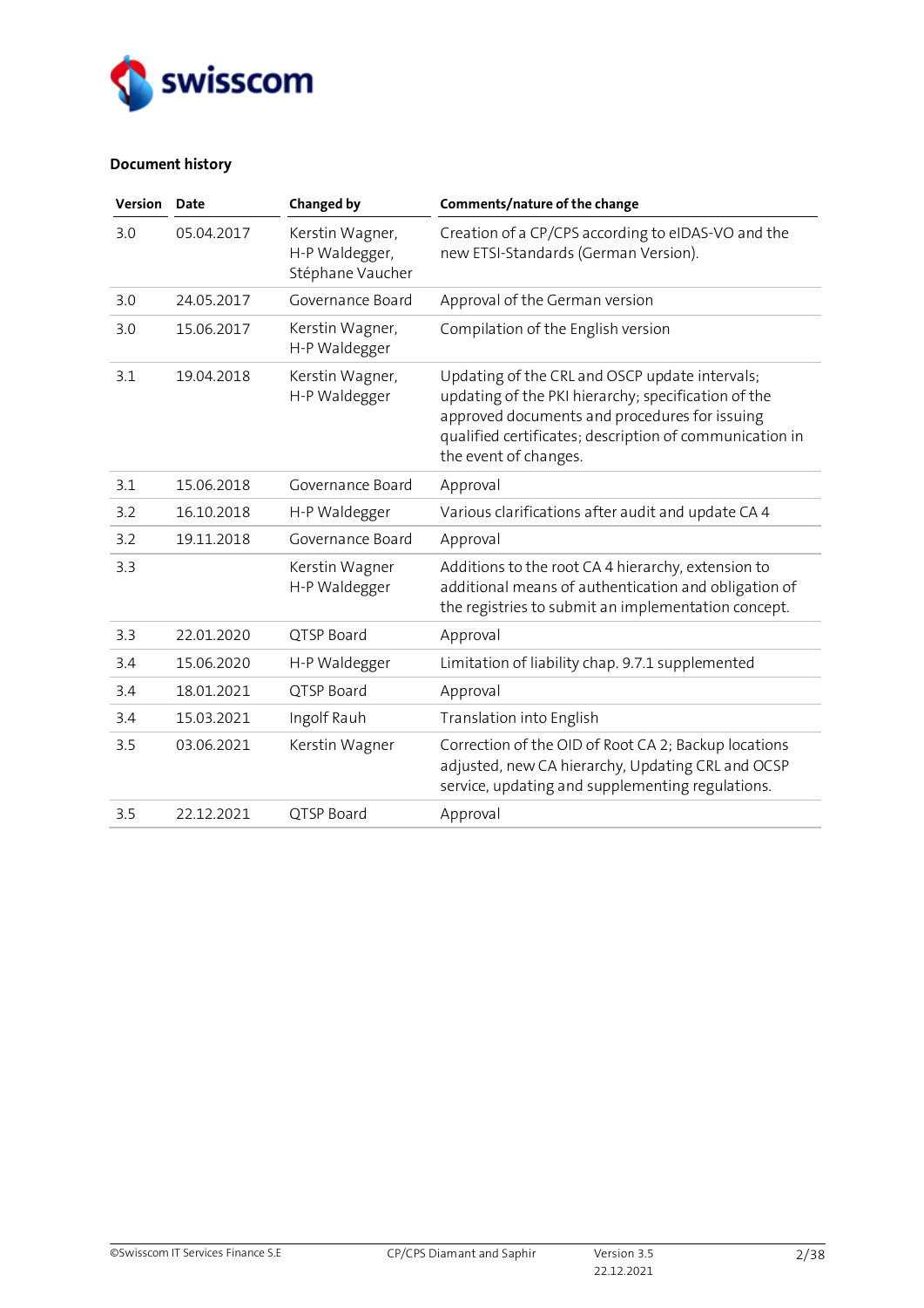**Document history**

| Version | Date | Changed by | Comments/nature of the change |
|---|---|---|---|
| 3.0 | 05.04.2017 | Kerstin Wagner, H-P Waldegger, Stéphane Vaucher | Creation of a CP/CPS according to eIDAS-VO and the new ETSI-Standards (German Version). |
| 3.0 | 24.05.2017 | Governance Board | Approval of the German version |
| 3.0 | 15.06.2017 | Kerstin Wagner, H-P Waldegger | Compilation of the English version |
| 3.1 | 19.04.2018 | Kerstin Wagner, H-P Waldegger | Updating of the CRL and OSCP update intervals; updating of the PKI hierarchy; specification of the approved documents and procedures for issuing qualified certificates; description of communication in the event of changes. |
| 3.1 | 15.06.2018 | Governance Board | Approval |
| 3.2 | 16.10.2018 | H-P Waldegger | Various clarifications after audit and update CA 4 |
| 3.2 | 19.11.2018 | Governance Board | Approval |
| 3.3 | | Kerstin Wagner H-P Waldegger | Additions to the root CA 4 hierarchy, extension to additional means of authentication and obligation of the registries to submit an implementation concept. |
| 3.3 | 22.01.2020 | QTSP Board | Approval |
| 3.4 | 15.06.2020 | H-P Waldegger | Limitation of liability chap. 9.7.1 supplemented |
| 3.4 | 18.01.2021 | QTSP Board | Approval |
| 3.4 | 15.03.2021 | Ingolf Rauh | Translation into English |
| 3.5 | 03.06.2021 | Kerstin Wagner | Correction of the OID of Root CA 2; Backup locations adjusted, new CA hierarchy, Updating CRL and OCSP service, updating and supplementing regulations. |
| 3.5 | 22.12.2021 | QTSP Board | Approval |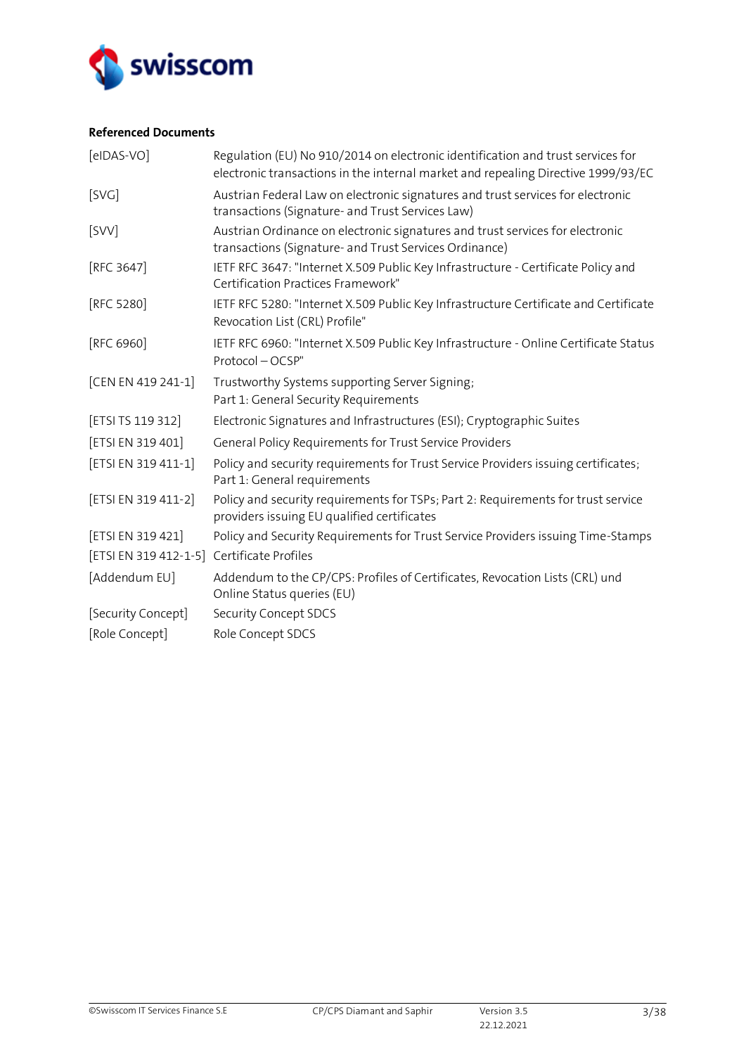**Referenced Documents**

| | |
|---|---|
| [eIDAS-VO] | Regulation (EU) No 910/2014 on electronic identification and trust services for electronic transactions in the internal market and repealing Directive 1999/93/EC |
| [SVG] | Austrian Federal Law on electronic signatures and trust services for electronic transactions (Signature- and Trust Services Law) |
| [SVV] | Austrian Ordinance on electronic signatures and trust services for electronic transactions (Signature- and Trust Services Ordinance) |
| [RFC 3647] | IETF RFC 3647: "Internet X.509 Public Key Infrastructure - Certificate Policy and Certification Practices Framework" |
| [RFC 5280] | IETF RFC 5280: "Internet X.509 Public Key Infrastructure Certificate and Certificate Revocation List (CRL) Profile" |
| [RFC 6960] | IETF RFC 6960: "Internet X.509 Public Key Infrastructure - Online Certificate Status Protocol – OCSP" |
| [CEN EN 419 241-1] | Trustworthy Systems supporting Server Signing; Part 1: General Security Requirements |
| [ETSI TS 119 312] | Electronic Signatures and Infrastructures (ESI); Cryptographic Suites |
| [ETSI EN 319 401] | General Policy Requirements for Trust Service Providers |
| [ETSI EN 319 411-1] | Policy and security requirements for Trust Service Providers issuing certificates; Part 1: General requirements |
| [ETSI EN 319 411-2] | Policy and security requirements for TSPs; Part 2: Requirements for trust service providers issuing EU qualified certificates |
| [ETSI EN 319 421] | Policy and Security Requirements for Trust Service Providers issuing Time-Stamps |
| [ETSI EN 319 412-1-5] | Certificate Profiles |
| [Addendum EU] | Addendum to the CP/CPS: Profiles of Certificates, Revocation Lists (CRL) und Online Status queries (EU) |
| [Security Concept] | Security Concept SDCS |
| [Role Concept] | Role Concept SDCS |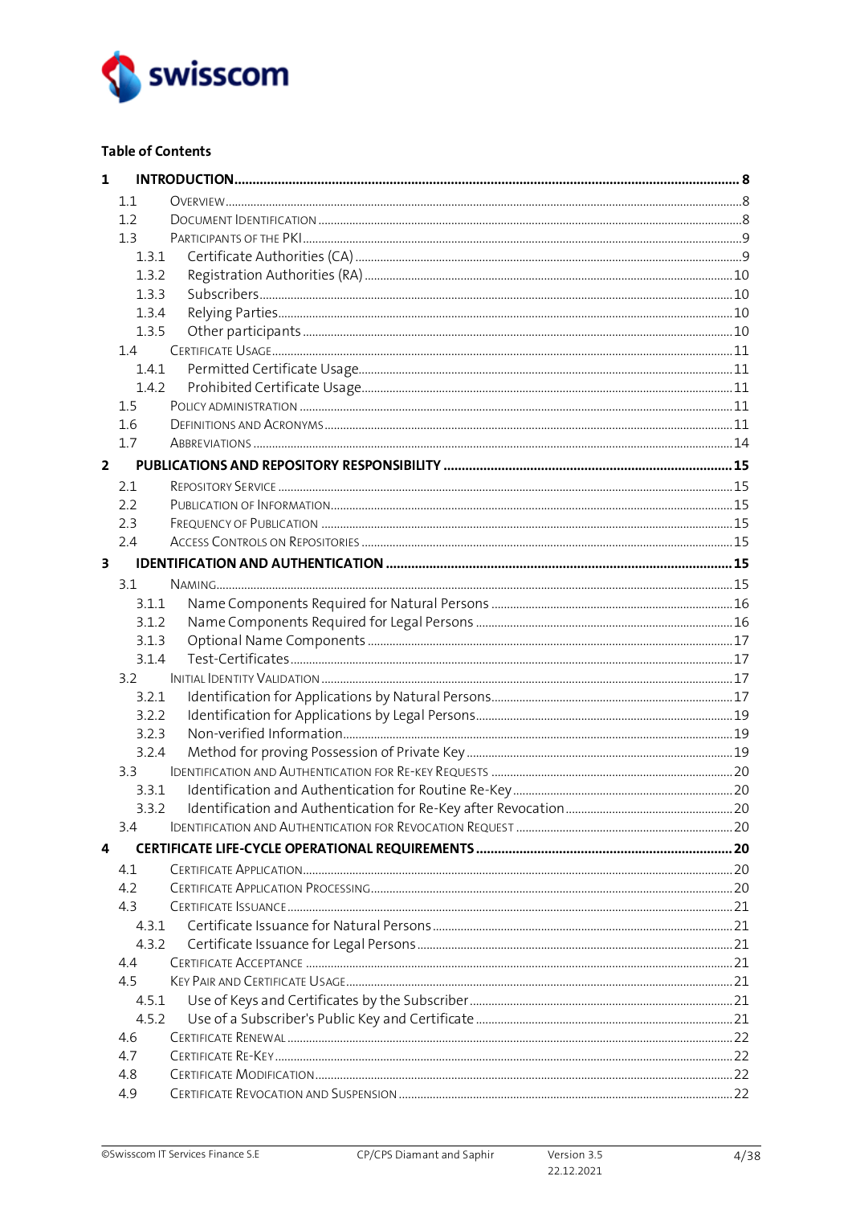**Table of Contents**

**1 INTRODUCTION ........ 8**

- 1.1 Overview ........ 8
- 1.2 Document Identification ........ 8
- 1.3 Participants of the PKI ........ 9
  - 1.3.1 Certificate Authorities (CA) ........ 9
  - 1.3.2 Registration Authorities (RA) ........ 10
  - 1.3.3 Subscribers ........ 10
  - 1.3.4 Relying Parties ........ 10
  - 1.3.5 Other participants ........ 10
- 1.4 Certificate Usage ........ 11
  - 1.4.1 Permitted Certificate Usage ........ 11
  - 1.4.2 Prohibited Certificate Usage ........ 11
- 1.5 Policy Administration ........ 11
- 1.6 Definitions and Acronyms ........ 11
- 1.7 Abbreviations ........ 14

**2 PUBLICATIONS AND REPOSITORY RESPONSIBILITY ........ 15**

- 2.1 Repository Service ........ 15
- 2.2 Publication of Information ........ 15
- 2.3 Frequency of Publication ........ 15
- 2.4 Access Controls on Repositories ........ 15

**3 IDENTIFICATION AND AUTHENTICATION ........ 15**

- 3.1 Naming ........ 15
  - 3.1.1 Name Components Required for Natural Persons ........ 16
  - 3.1.2 Name Components Required for Legal Persons ........ 16
  - 3.1.3 Optional Name Components ........ 17
  - 3.1.4 Test-Certificates ........ 17
- 3.2 Initial Identity Validation ........ 17
  - 3.2.1 Identification for Applications by Natural Persons ........ 17
  - 3.2.2 Identification for Applications by Legal Persons ........ 19
  - 3.2.3 Non-verified Information ........ 19
  - 3.2.4 Method for proving Possession of Private Key ........ 19
- 3.3 Identification and Authentication for Re-key Requests ........ 20
  - 3.3.1 Identification and Authentication for Routine Re-Key ........ 20
  - 3.3.2 Identification and Authentication for Re-Key after Revocation ........ 20
- 3.4 Identification and Authentication for Revocation Request ........ 20

**4 CERTIFICATE LIFE-CYCLE OPERATIONAL REQUIREMENTS ........ 20**

- 4.1 Certificate Application ........ 20
- 4.2 Certificate Application Processing ........ 20
- 4.3 Certificate Issuance ........ 21
  - 4.3.1 Certificate Issuance for Natural Persons ........ 21
  - 4.3.2 Certificate Issuance for Legal Persons ........ 21
- 4.4 Certificate Acceptance ........ 21
- 4.5 Key Pair and Certificate Usage ........ 21
  - 4.5.1 Use of Keys and Certificates by the Subscriber ........ 21
  - 4.5.2 Use of a Subscriber's Public Key and Certificate ........ 21
- 4.6 Certificate Renewal ........ 22
- 4.7 Certificate Re-Key ........ 22
- 4.8 Certificate Modification ........ 22
- 4.9 Certificate Revocation and Suspension ........ 22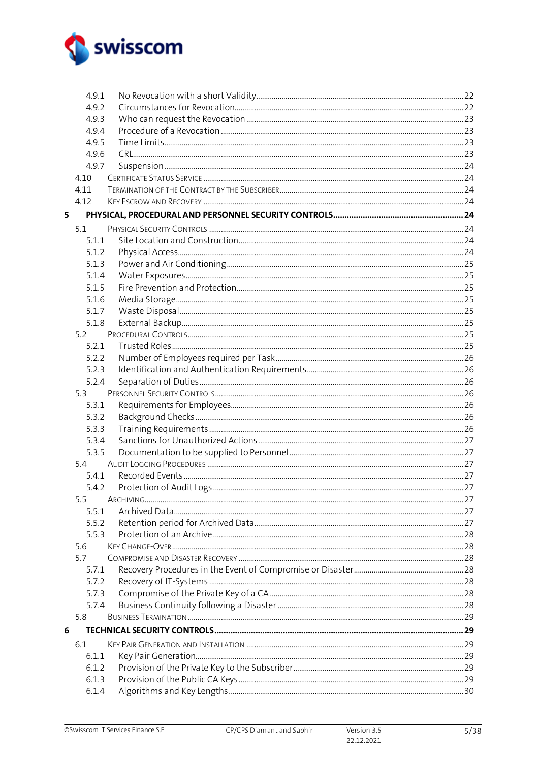4.9.1 No Revocation with a short Validity ........ 22
4.9.2 Circumstances for Revocation ........ 22
4.9.3 Who can request the Revocation ........ 23
4.9.4 Procedure of a Revocation ........ 23
4.9.5 Time Limits ........ 23
4.9.6 CRL ........ 23
4.9.7 Suspension ........ 24
4.10 Certificate Status Service ........ 24
4.11 Termination of the Contract by the Subscriber ........ 24
4.12 Key Escrow and Recovery ........ 24

**5 PHYSICAL, PROCEDURAL AND PERSONNEL SECURITY CONTROLS ........ 24**

5.1 Physical Security Controls ........ 24
5.1.1 Site Location and Construction ........ 24
5.1.2 Physical Access ........ 24
5.1.3 Power and Air Conditioning ........ 25
5.1.4 Water Exposures ........ 25
5.1.5 Fire Prevention and Protection ........ 25
5.1.6 Media Storage ........ 25
5.1.7 Waste Disposal ........ 25
5.1.8 External Backup ........ 25
5.2 Procedural Controls ........ 25
5.2.1 Trusted Roles ........ 25
5.2.2 Number of Employees required per Task ........ 26
5.2.3 Identification and Authentication Requirements ........ 26
5.2.4 Separation of Duties ........ 26
5.3 Personnel Security Controls ........ 26
5.3.1 Requirements for Employees ........ 26
5.3.2 Background Checks ........ 26
5.3.3 Training Requirements ........ 26
5.3.4 Sanctions for Unauthorized Actions ........ 27
5.3.5 Documentation to be supplied to Personnel ........ 27
5.4 Audit Logging Procedures ........ 27
5.4.1 Recorded Events ........ 27
5.4.2 Protection of Audit Logs ........ 27
5.5 Archiving ........ 27
5.5.1 Archived Data ........ 27
5.5.2 Retention period for Archived Data ........ 27
5.5.3 Protection of an Archive ........ 28
5.6 Key Change-Over ........ 28
5.7 Compromise and Disaster Recovery ........ 28
5.7.1 Recovery Procedures in the Event of Compromise or Disaster ........ 28
5.7.2 Recovery of IT-Systems ........ 28
5.7.3 Compromise of the Private Key of a CA ........ 28
5.7.4 Business Continuity following a Disaster ........ 28
5.8 Business Termination ........ 29

**6 TECHNICAL SECURITY CONTROLS ........ 29**

6.1 Key Pair Generation and Installation ........ 29
6.1.1 Key Pair Generation ........ 29
6.1.2 Provision of the Private Key to the Subscriber ........ 29
6.1.3 Provision of the Public CA Keys ........ 29
6.1.4 Algorithms and Key Lengths ........ 30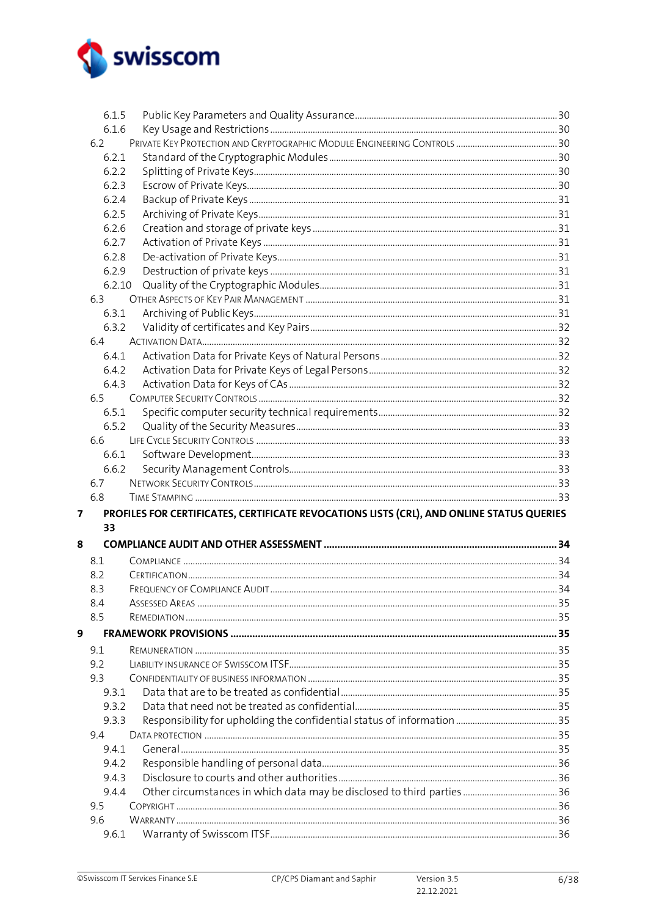6.1.5 Public Key Parameters and Quality Assurance ..... 30
6.1.6 Key Usage and Restrictions ..... 30
6.2 PRIVATE KEY PROTECTION AND CRYPTOGRAPHIC MODULE ENGINEERING CONTROLS ..... 30
6.2.1 Standard of the Cryptographic Modules ..... 30
6.2.2 Splitting of Private Keys ..... 30
6.2.3 Escrow of Private Keys ..... 30
6.2.4 Backup of Private Keys ..... 31
6.2.5 Archiving of Private Keys ..... 31
6.2.6 Creation and storage of private keys ..... 31
6.2.7 Activation of Private Keys ..... 31
6.2.8 De-activation of Private Keys ..... 31
6.2.9 Destruction of private keys ..... 31
6.2.10 Quality of the Cryptographic Modules ..... 31
6.3 OTHER ASPECTS OF KEY PAIR MANAGEMENT ..... 31
6.3.1 Archiving of Public Keys ..... 31
6.3.2 Validity of certificates and Key Pairs ..... 32
6.4 ACTIVATION DATA ..... 32
6.4.1 Activation Data for Private Keys of Natural Persons ..... 32
6.4.2 Activation Data for Private Keys of Legal Persons ..... 32
6.4.3 Activation Data for Keys of CAs ..... 32
6.5 COMPUTER SECURITY CONTROLS ..... 32
6.5.1 Specific computer security technical requirements ..... 32
6.5.2 Quality of the Security Measures ..... 33
6.6 LIFE CYCLE SECURITY CONTROLS ..... 33
6.6.1 Software Development ..... 33
6.6.2 Security Management Controls ..... 33
6.7 NETWORK SECURITY CONTROLS ..... 33
6.8 TIME STAMPING ..... 33

**7 PROFILES FOR CERTIFICATES, CERTIFICATE REVOCATIONS LISTS (CRL), AND ONLINE STATUS QUERIES 33**

**8 COMPLIANCE AUDIT AND OTHER ASSESSMENT ..... 34**

8.1 COMPLIANCE ..... 34
8.2 CERTIFICATION ..... 34
8.3 FREQUENCY OF COMPLIANCE AUDIT ..... 34
8.4 ASSESSED AREAS ..... 35
8.5 REMEDIATION ..... 35

**9 FRAMEWORK PROVISIONS ..... 35**

9.1 REMUNERATION ..... 35
9.2 LIABILITY INSURANCE OF SWISSCOM ITSF ..... 35
9.3 CONFIDENTIALITY OF BUSINESS INFORMATION ..... 35
9.3.1 Data that are to be treated as confidential ..... 35
9.3.2 Data that need not be treated as confidential ..... 35
9.3.3 Responsibility for upholding the confidential status of information ..... 35
9.4 DATA PROTECTION ..... 35
9.4.1 General ..... 35
9.4.2 Responsible handling of personal data ..... 36
9.4.3 Disclosure to courts and other authorities ..... 36
9.4.4 Other circumstances in which data may be disclosed to third parties ..... 36
9.5 COPYRIGHT ..... 36
9.6 WARRANTY ..... 36
9.6.1 Warranty of Swisscom ITSF ..... 36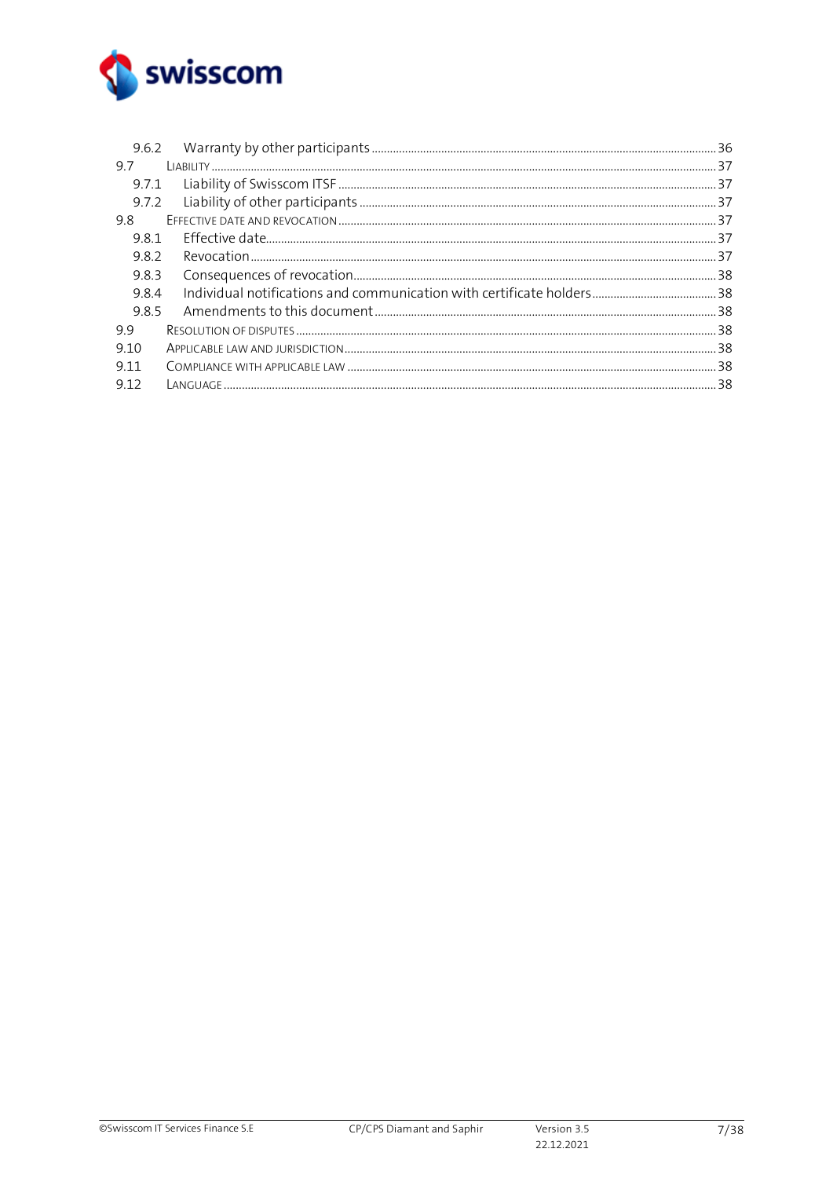9.6.2 Warranty by other participants ..... 36
9.7 LIABILITY ..... 37
9.7.1 Liability of Swisscom ITSF ..... 37
9.7.2 Liability of other participants ..... 37
9.8 EFFECTIVE DATE AND REVOCATION ..... 37
9.8.1 Effective date ..... 37
9.8.2 Revocation ..... 37
9.8.3 Consequences of revocation ..... 38
9.8.4 Individual notifications and communication with certificate holders ..... 38
9.8.5 Amendments to this document ..... 38
9.9 RESOLUTION OF DISPUTES ..... 38
9.10 APPLICABLE LAW AND JURISDICTION ..... 38
9.11 COMPLIANCE WITH APPLICABLE LAW ..... 38
9.12 LANGUAGE ..... 38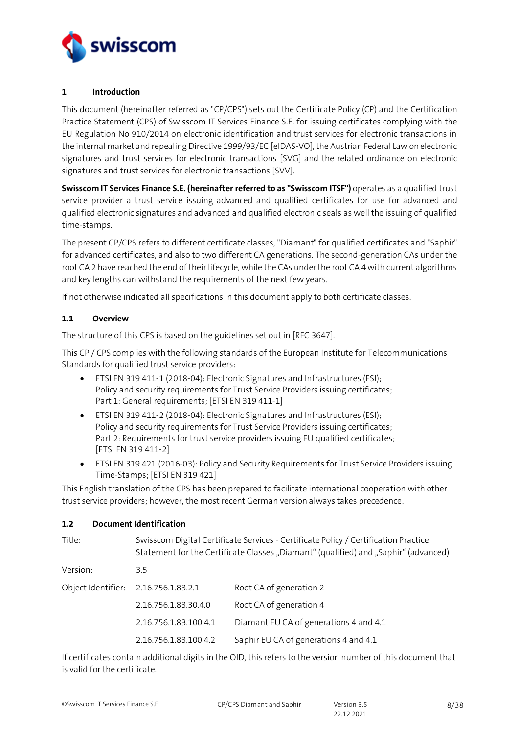# 1 Introduction

This document (hereinafter referred as "CP/CPS") sets out the Certificate Policy (CP) and the Certification Practice Statement (CPS) of Swisscom IT Services Finance S.E. for issuing certificates complying with the EU Regulation No 910/2014 on electronic identification and trust services for electronic transactions in the internal market and repealing Directive 1999/93/EC [eIDAS-VO], the Austrian Federal Law on electronic signatures and trust services for electronic transactions [SVG] and the related ordinance on electronic signatures and trust services for electronic transactions [SVV].

**Swisscom IT Services Finance S.E. (hereinafter referred to as "Swisscom ITSF")** operates as a qualified trust service provider a trust service issuing advanced and qualified certificates for use for advanced and qualified electronic signatures and advanced and qualified electronic seals as well the issuing of qualified time-stamps.

The present CP/CPS refers to different certificate classes, "Diamant" for qualified certificates and "Saphir" for advanced certificates, and also to two different CA generations. The second-generation CAs under the root CA 2 have reached the end of their lifecycle, while the CAs under the root CA 4 with current algorithms and key lengths can withstand the requirements of the next few years.

If not otherwise indicated all specifications in this document apply to both certificate classes.

## 1.1 Overview

The structure of this CPS is based on the guidelines set out in [RFC 3647].

This CP / CPS complies with the following standards of the European Institute for Telecommunications Standards for qualified trust service providers:

- ETSI EN 319 411-1 (2018-04): Electronic Signatures and Infrastructures (ESI); Policy and security requirements for Trust Service Providers issuing certificates; Part 1: General requirements; [ETSI EN 319 411-1]
- ETSI EN 319 411-2 (2018-04): Electronic Signatures and Infrastructures (ESI); Policy and security requirements for Trust Service Providers issuing certificates; Part 2: Requirements for trust service providers issuing EU qualified certificates; [ETSI EN 319 411-2]
- ETSI EN 319 421 (2016-03): Policy and Security Requirements for Trust Service Providers issuing Time-Stamps; [ETSI EN 319 421]

This English translation of the CPS has been prepared to facilitate international cooperation with other trust service providers; however, the most recent German version always takes precedence.

## 1.2 Document Identification

| | | |
|---|---|---|
| Title: | Swisscom Digital Certificate Services - Certificate Policy / Certification Practice Statement for the Certificate Classes „Diamant" (qualified) and „Saphir" (advanced) | |
| Version: | 3.5 | |
| Object Identifier: | 2.16.756.1.83.2.1 | Root CA of generation 2 |
| | 2.16.756.1.83.30.4.0 | Root CA of generation 4 |
| | 2.16.756.1.83.100.4.1 | Diamant EU CA of generations 4 and 4.1 |
| | 2.16.756.1.83.100.4.2 | Saphir EU CA of generations 4 and 4.1 |

If certificates contain additional digits in the OID, this refers to the version number of this document that is valid for the certificate.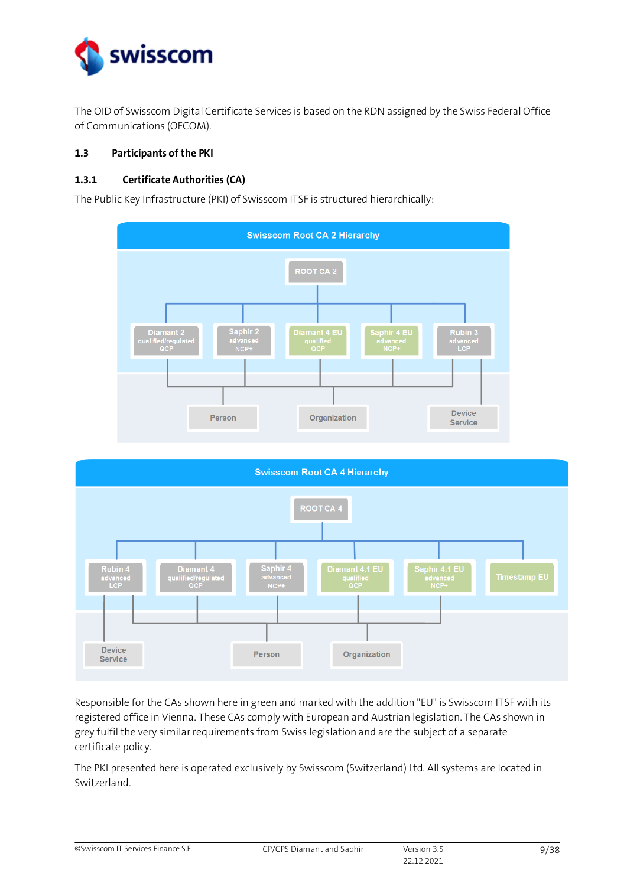The OID of Swisscom Digital Certificate Services is based on the RDN assigned by the Swiss Federal Office of Communications (OFCOM).

## 1.3 Participants of the PKI

### 1.3.1 Certificate Authorities (CA)

The Public Key Infrastructure (PKI) of Swisscom ITSF is structured hierarchically:

**Swisscom Root CA 2 Hierarchy**

- ROOT CA 2
  - Diamant 2 – qualified/regulated – QCP
  - Saphir 2 – advanced – NCP+
  - Diamant 4 EU – qualified – QCP
  - Saphir 4 EU – advanced – NCP+
  - Rubin 3 – advanced – LCP
- Person
- Organization
- Device Service

**Swisscom Root CA 4 Hierarchy**

- ROOT CA 4
  - Rubin 4 – advanced – LCP
  - Diamant 4 – qualified/regulated – QCP
  - Saphir 4 – advanced – NCP+
  - Diamant 4.1 EU – qualified – QCP
  - Saphir 4.1 EU – advanced – NCP+
  - Timestamp EU
- Device Service
- Person
- Organization

Responsible for the CAs shown here in green and marked with the addition "EU" is Swisscom ITSF with its registered office in Vienna. These CAs comply with European and Austrian legislation. The CAs shown in grey fulfil the very similar requirements from Swiss legislation and are the subject of a separate certificate policy.

The PKI presented here is operated exclusively by Swisscom (Switzerland) Ltd. All systems are located in Switzerland.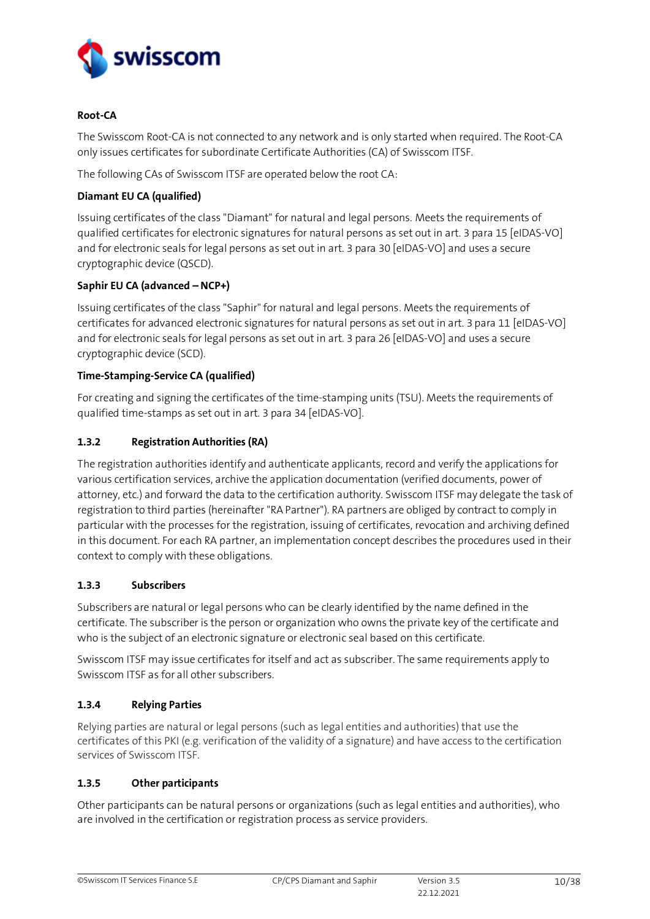**Root-CA**

The Swisscom Root-CA is not connected to any network and is only started when required. The Root-CA only issues certificates for subordinate Certificate Authorities (CA) of Swisscom ITSF.

The following CAs of Swisscom ITSF are operated below the root CA:

**Diamant EU CA (qualified)**

Issuing certificates of the class "Diamant" for natural and legal persons. Meets the requirements of qualified certificates for electronic signatures for natural persons as set out in art. 3 para 15 [eIDAS-VO] and for electronic seals for legal persons as set out in art. 3 para 30 [eIDAS-VO] and uses a secure cryptographic device (QSCD).

**Saphir EU CA (advanced – NCP+)**

Issuing certificates of the class "Saphir" for natural and legal persons. Meets the requirements of certificates for advanced electronic signatures for natural persons as set out in art. 3 para 11 [eIDAS-VO] and for electronic seals for legal persons as set out in art. 3 para 26 [eIDAS-VO] and uses a secure cryptographic device (SCD).

**Time-Stamping-Service CA (qualified)**

For creating and signing the certificates of the time-stamping units (TSU). Meets the requirements of qualified time-stamps as set out in art. 3 para 34 [eIDAS-VO].

### 1.3.2 Registration Authorities (RA)

The registration authorities identify and authenticate applicants, record and verify the applications for various certification services, archive the application documentation (verified documents, power of attorney, etc.) and forward the data to the certification authority. Swisscom ITSF may delegate the task of registration to third parties (hereinafter "RA Partner"). RA partners are obliged by contract to comply in particular with the processes for the registration, issuing of certificates, revocation and archiving defined in this document. For each RA partner, an implementation concept describes the procedures used in their context to comply with these obligations.

### 1.3.3 Subscribers

Subscribers are natural or legal persons who can be clearly identified by the name defined in the certificate. The subscriber is the person or organization who owns the private key of the certificate and who is the subject of an electronic signature or electronic seal based on this certificate.

Swisscom ITSF may issue certificates for itself and act as subscriber. The same requirements apply to Swisscom ITSF as for all other subscribers.

### 1.3.4 Relying Parties

Relying parties are natural or legal persons (such as legal entities and authorities) that use the certificates of this PKI (e.g. verification of the validity of a signature) and have access to the certification services of Swisscom ITSF.

### 1.3.5 Other participants

Other participants can be natural persons or organizations (such as legal entities and authorities), who are involved in the certification or registration process as service providers.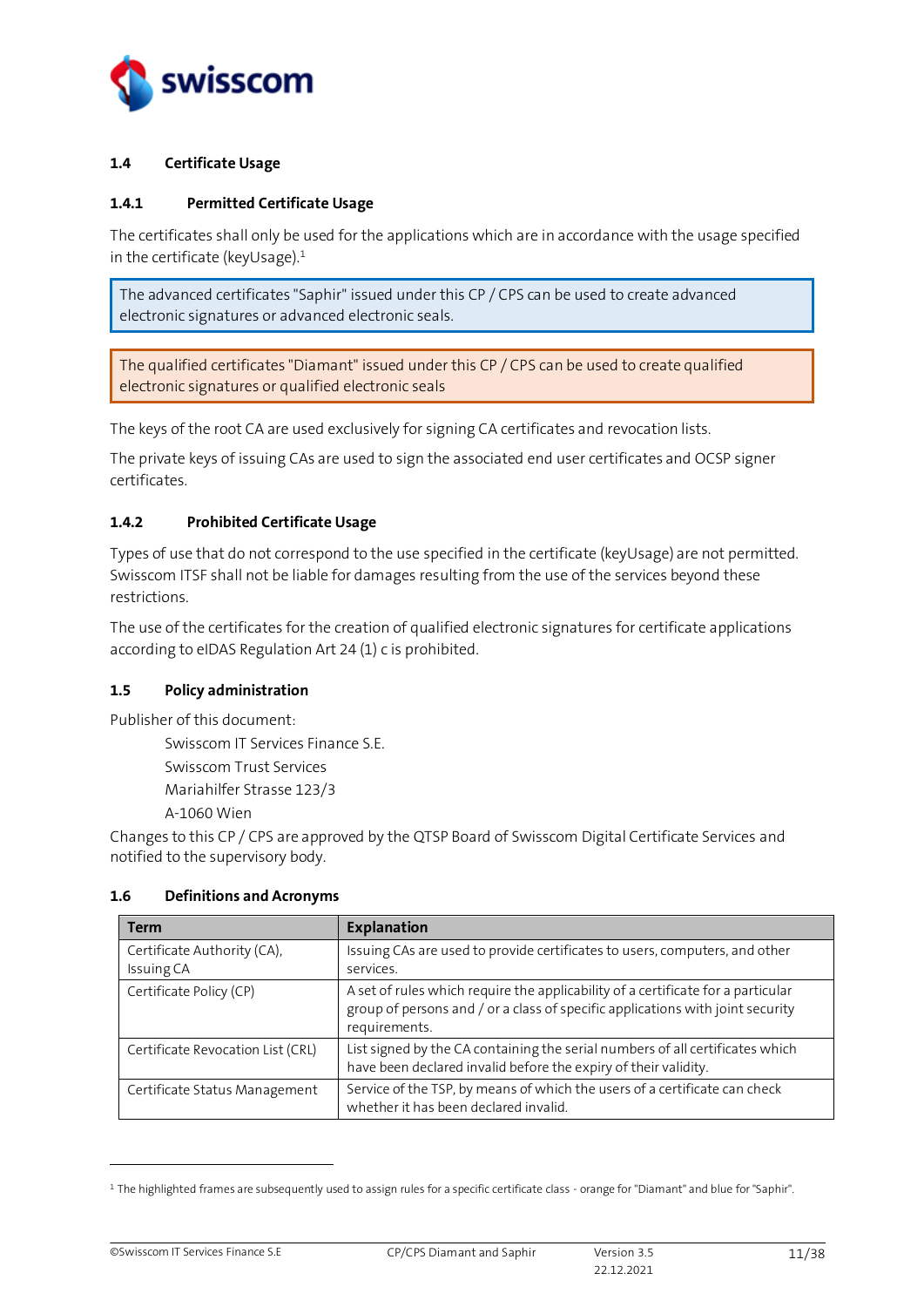### 1.4 Certificate Usage

#### 1.4.1 Permitted Certificate Usage

The certificates shall only be used for the applications which are in accordance with the usage specified in the certificate (keyUsage).[1]

> The advanced certificates "Saphir" issued under this CP / CPS can be used to create advanced electronic signatures or advanced electronic seals.

> The qualified certificates "Diamant" issued under this CP / CPS can be used to create qualified electronic signatures or qualified electronic seals

The keys of the root CA are used exclusively for signing CA certificates and revocation lists.

The private keys of issuing CAs are used to sign the associated end user certificates and OCSP signer certificates.

#### 1.4.2 Prohibited Certificate Usage

Types of use that do not correspond to the use specified in the certificate (keyUsage) are not permitted. Swisscom ITSF shall not be liable for damages resulting from the use of the services beyond these restrictions.

The use of the certificates for the creation of qualified electronic signatures for certificate applications according to eIDAS Regulation Art 24 (1) c is prohibited.

### 1.5 Policy administration

Publisher of this document:

Swisscom IT Services Finance S.E.
Swisscom Trust Services
Mariahilfer Strasse 123/3
A-1060 Wien

Changes to this CP / CPS are approved by the QTSP Board of Swisscom Digital Certificate Services and notified to the supervisory body.

### 1.6 Definitions and Acronyms

| Term | Explanation |
|---|---|
| Certificate Authority (CA), Issuing CA | Issuing CAs are used to provide certificates to users, computers, and other services. |
| Certificate Policy (CP) | A set of rules which require the applicability of a certificate for a particular group of persons and / or a class of specific applications with joint security requirements. |
| Certificate Revocation List (CRL) | List signed by the CA containing the serial numbers of all certificates which have been declared invalid before the expiry of their validity. |
| Certificate Status Management | Service of the TSP, by means of which the users of a certificate can check whether it has been declared invalid. |

[1] The highlighted frames are subsequently used to assign rules for a specific certificate class - orange for "Diamant" and blue for "Saphir".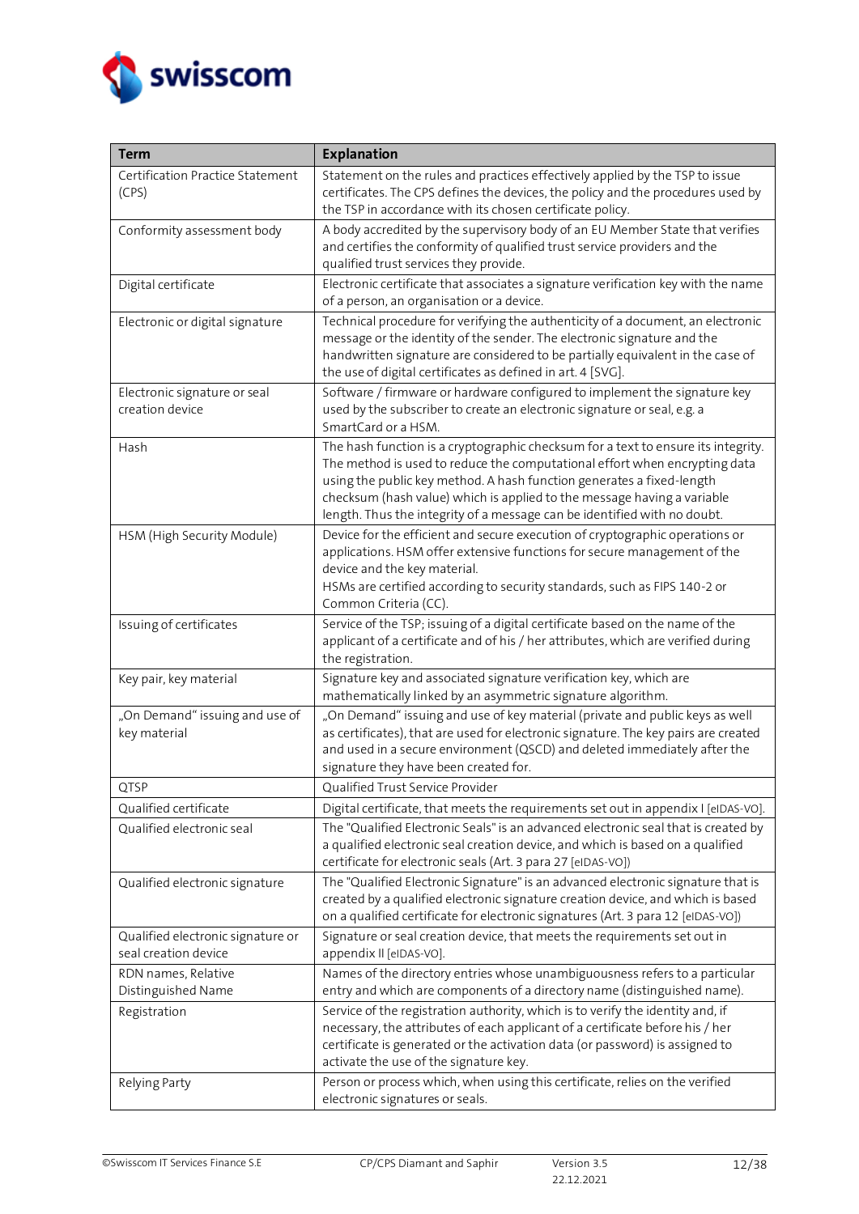| Term | Explanation |
| --- | --- |
| Certification Practice Statement (CPS) | Statement on the rules and practices effectively applied by the TSP to issue certificates. The CPS defines the devices, the policy and the procedures used by the TSP in accordance with its chosen certificate policy. |
| Conformity assessment body | A body accredited by the supervisory body of an EU Member State that verifies and certifies the conformity of qualified trust service providers and the qualified trust services they provide. |
| Digital certificate | Electronic certificate that associates a signature verification key with the name of a person, an organisation or a device. |
| Electronic or digital signature | Technical procedure for verifying the authenticity of a document, an electronic message or the identity of the sender. The electronic signature and the handwritten signature are considered to be partially equivalent in the case of the use of digital certificates as defined in art. 4 [SVG]. |
| Electronic signature or seal creation device | Software / firmware or hardware configured to implement the signature key used by the subscriber to create an electronic signature or seal, e.g. a SmartCard or a HSM. |
| Hash | The hash function is a cryptographic checksum for a text to ensure its integrity. The method is used to reduce the computational effort when encrypting data using the public key method. A hash function generates a fixed-length checksum (hash value) which is applied to the message having a variable length. Thus the integrity of a message can be identified with no doubt. |
| HSM (High Security Module) | Device for the efficient and secure execution of cryptographic operations or applications. HSM offer extensive functions for secure management of the device and the key material.<br>HSMs are certified according to security standards, such as FIPS 140-2 or Common Criteria (CC). |
| Issuing of certificates | Service of the TSP; issuing of a digital certificate based on the name of the applicant of a certificate and of his / her attributes, which are verified during the registration. |
| Key pair, key material | Signature key and associated signature verification key, which are mathematically linked by an asymmetric signature algorithm. |
| „On Demand" issuing and use of key material | „On Demand" issuing and use of key material (private and public keys as well as certificates), that are used for electronic signature. The key pairs are created and used in a secure environment (QSCD) and deleted immediately after the signature they have been created for. |
| QTSP | Qualified Trust Service Provider |
| Qualified certificate | Digital certificate, that meets the requirements set out in appendix I [eIDAS-VO]. |
| Qualified electronic seal | The "Qualified Electronic Seals" is an advanced electronic seal that is created by a qualified electronic seal creation device, and which is based on a qualified certificate for electronic seals (Art. 3 para 27 [eIDAS-VO]) |
| Qualified electronic signature | The "Qualified Electronic Signature" is an advanced electronic signature that is created by a qualified electronic signature creation device, and which is based on a qualified certificate for electronic signatures (Art. 3 para 12 [eIDAS-VO]) |
| Qualified electronic signature or seal creation device | Signature or seal creation device, that meets the requirements set out in appendix II [eIDAS-VO]. |
| RDN names, Relative Distinguished Name | Names of the directory entries whose unambiguousness refers to a particular entry and which are components of a directory name (distinguished name). |
| Registration | Service of the registration authority, which is to verify the identity and, if necessary, the attributes of each applicant of a certificate before his / her certificate is generated or the activation data (or password) is assigned to activate the use of the signature key. |
| Relying Party | Person or process which, when using this certificate, relies on the verified electronic signatures or seals. |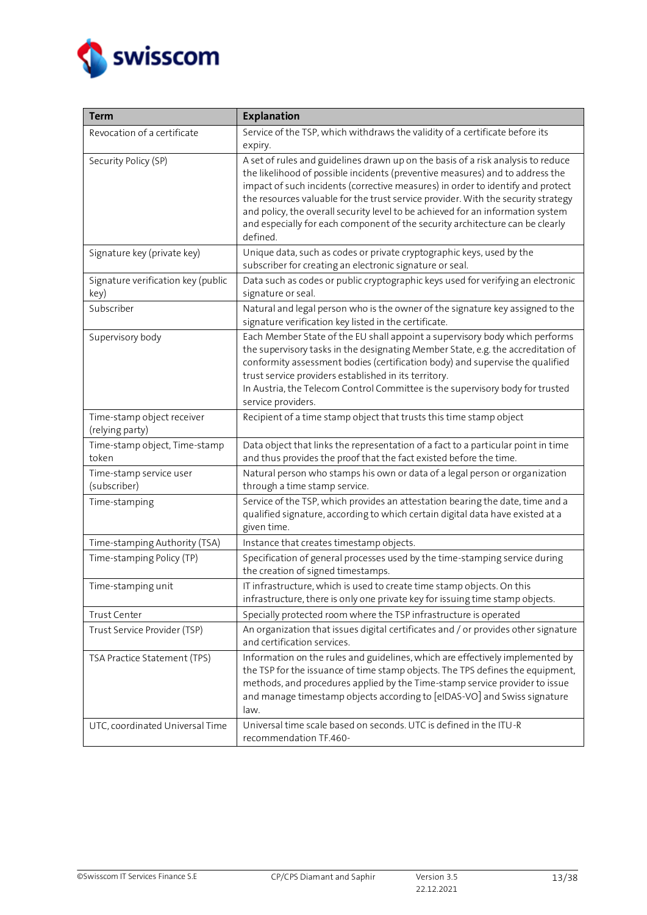| Term | Explanation |
|---|---|
| Revocation of a certificate | Service of the TSP, which withdraws the validity of a certificate before its expiry. |
| Security Policy (SP) | A set of rules and guidelines drawn up on the basis of a risk analysis to reduce the likelihood of possible incidents (preventive measures) and to address the impact of such incidents (corrective measures) in order to identify and protect the resources valuable for the trust service provider. With the security strategy and policy, the overall security level to be achieved for an information system and especially for each component of the security architecture can be clearly defined. |
| Signature key (private key) | Unique data, such as codes or private cryptographic keys, used by the subscriber for creating an electronic signature or seal. |
| Signature verification key (public key) | Data such as codes or public cryptographic keys used for verifying an electronic signature or seal. |
| Subscriber | Natural and legal person who is the owner of the signature key assigned to the signature verification key listed in the certificate. |
| Supervisory body | Each Member State of the EU shall appoint a supervisory body which performs the supervisory tasks in the designating Member State, e.g. the accreditation of conformity assessment bodies (certification body) and supervise the qualified trust service providers established in its territory.<br>In Austria, the Telecom Control Committee is the supervisory body for trusted service providers. |
| Time-stamp object receiver (relying party) | Recipient of a time stamp object that trusts this time stamp object |
| Time-stamp object, Time-stamp token | Data object that links the representation of a fact to a particular point in time and thus provides the proof that the fact existed before the time. |
| Time-stamp service user (subscriber) | Natural person who stamps his own or data of a legal person or organization through a time stamp service. |
| Time-stamping | Service of the TSP, which provides an attestation bearing the date, time and a qualified signature, according to which certain digital data have existed at a given time. |
| Time-stamping Authority (TSA) | Instance that creates timestamp objects. |
| Time-stamping Policy (TP) | Specification of general processes used by the time-stamping service during the creation of signed timestamps. |
| Time-stamping unit | IT infrastructure, which is used to create time stamp objects. On this infrastructure, there is only one private key for issuing time stamp objects. |
| Trust Center | Specially protected room where the TSP infrastructure is operated |
| Trust Service Provider (TSP) | An organization that issues digital certificates and / or provides other signature and certification services. |
| TSA Practice Statement (TPS) | Information on the rules and guidelines, which are effectively implemented by the TSP for the issuance of time stamp objects. The TPS defines the equipment, methods, and procedures applied by the Time-stamp service provider to issue and manage timestamp objects according to [eIDAS-VO] and Swiss signature law. |
| UTC, coordinated Universal Time | Universal time scale based on seconds. UTC is defined in the ITU-R recommendation TF.460- |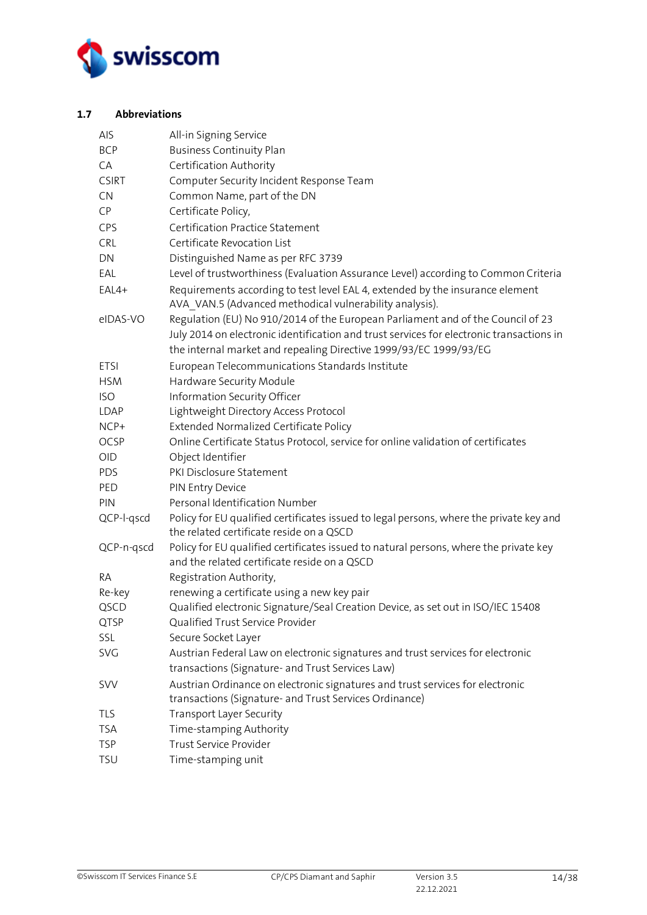### 1.7 Abbreviations

| | |
|---|---|
| AIS | All-in Signing Service |
| BCP | Business Continuity Plan |
| CA | Certification Authority |
| CSIRT | Computer Security Incident Response Team |
| CN | Common Name, part of the DN |
| CP | Certificate Policy, |
| CPS | Certification Practice Statement |
| CRL | Certificate Revocation List |
| DN | Distinguished Name as per RFC 3739 |
| EAL | Level of trustworthiness (Evaluation Assurance Level) according to Common Criteria |
| EAL4+ | Requirements according to test level EAL 4, extended by the insurance element AVA_VAN.5 (Advanced methodical vulnerability analysis). |
| eIDAS-VO | Regulation (EU) No 910/2014 of the European Parliament and of the Council of 23 July 2014 on electronic identification and trust services for electronic transactions in the internal market and repealing Directive 1999/93/EC 1999/93/EG |
| ETSI | European Telecommunications Standards Institute |
| HSM | Hardware Security Module |
| ISO | Information Security Officer |
| LDAP | Lightweight Directory Access Protocol |
| NCP+ | Extended Normalized Certificate Policy |
| OCSP | Online Certificate Status Protocol, service for online validation of certificates |
| OID | Object Identifier |
| PDS | PKI Disclosure Statement |
| PED | PIN Entry Device |
| PIN | Personal Identification Number |
| QCP-l-qscd | Policy for EU qualified certificates issued to legal persons, where the private key and the related certificate reside on a QSCD |
| QCP-n-qscd | Policy for EU qualified certificates issued to natural persons, where the private key and the related certificate reside on a QSCD |
| RA | Registration Authority, |
| Re-key | renewing a certificate using a new key pair |
| QSCD | Qualified electronic Signature/Seal Creation Device, as set out in ISO/IEC 15408 |
| QTSP | Qualified Trust Service Provider |
| SSL | Secure Socket Layer |
| SVG | Austrian Federal Law on electronic signatures and trust services for electronic transactions (Signature- and Trust Services Law) |
| SVV | Austrian Ordinance on electronic signatures and trust services for electronic transactions (Signature- and Trust Services Ordinance) |
| TLS | Transport Layer Security |
| TSA | Time-stamping Authority |
| TSP | Trust Service Provider |
| TSU | Time-stamping unit |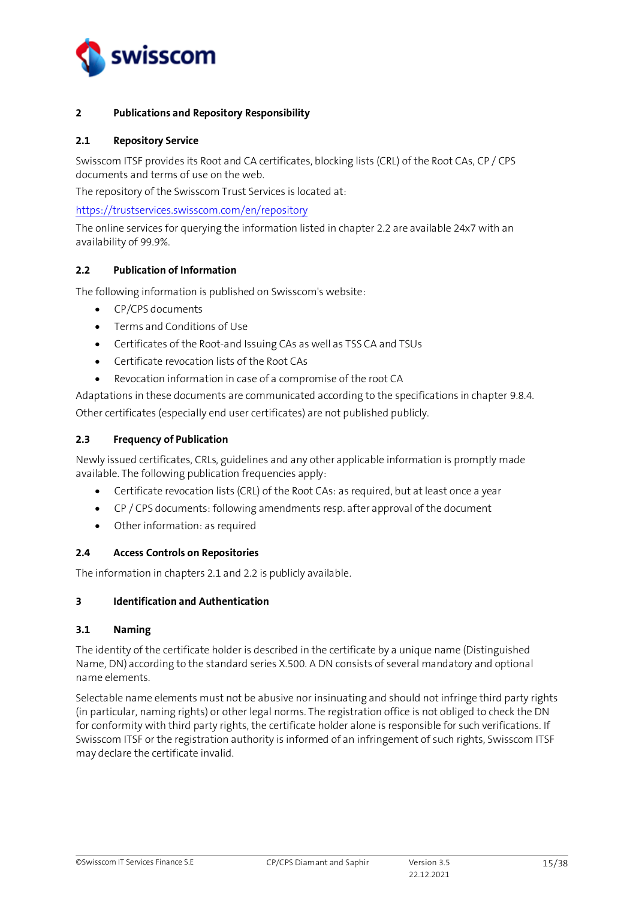# 2 Publications and Repository Responsibility

## 2.1 Repository Service

Swisscom ITSF provides its Root and CA certificates, blocking lists (CRL) of the Root CAs, CP / CPS documents and terms of use on the web.

The repository of the Swisscom Trust Services is located at:

https://trustservices.swisscom.com/en/repository

The online services for querying the information listed in chapter 2.2 are available 24x7 with an availability of 99.9%.

## 2.2 Publication of Information

The following information is published on Swisscom's website:

- CP/CPS documents
- Terms and Conditions of Use
- Certificates of the Root-and Issuing CAs as well as TSS CA and TSUs
- Certificate revocation lists of the Root CAs
- Revocation information in case of a compromise of the root CA

Adaptations in these documents are communicated according to the specifications in chapter 9.8.4.

Other certificates (especially end user certificates) are not published publicly.

## 2.3 Frequency of Publication

Newly issued certificates, CRLs, guidelines and any other applicable information is promptly made available. The following publication frequencies apply:

- Certificate revocation lists (CRL) of the Root CAs: as required, but at least once a year
- CP / CPS documents: following amendments resp. after approval of the document
- Other information: as required

## 2.4 Access Controls on Repositories

The information in chapters 2.1 and 2.2 is publicly available.

# 3 Identification and Authentication

## 3.1 Naming

The identity of the certificate holder is described in the certificate by a unique name (Distinguished Name, DN) according to the standard series X.500. A DN consists of several mandatory and optional name elements.

Selectable name elements must not be abusive nor insinuating and should not infringe third party rights (in particular, naming rights) or other legal norms. The registration office is not obliged to check the DN for conformity with third party rights, the certificate holder alone is responsible for such verifications. If Swisscom ITSF or the registration authority is informed of an infringement of such rights, Swisscom ITSF may declare the certificate invalid.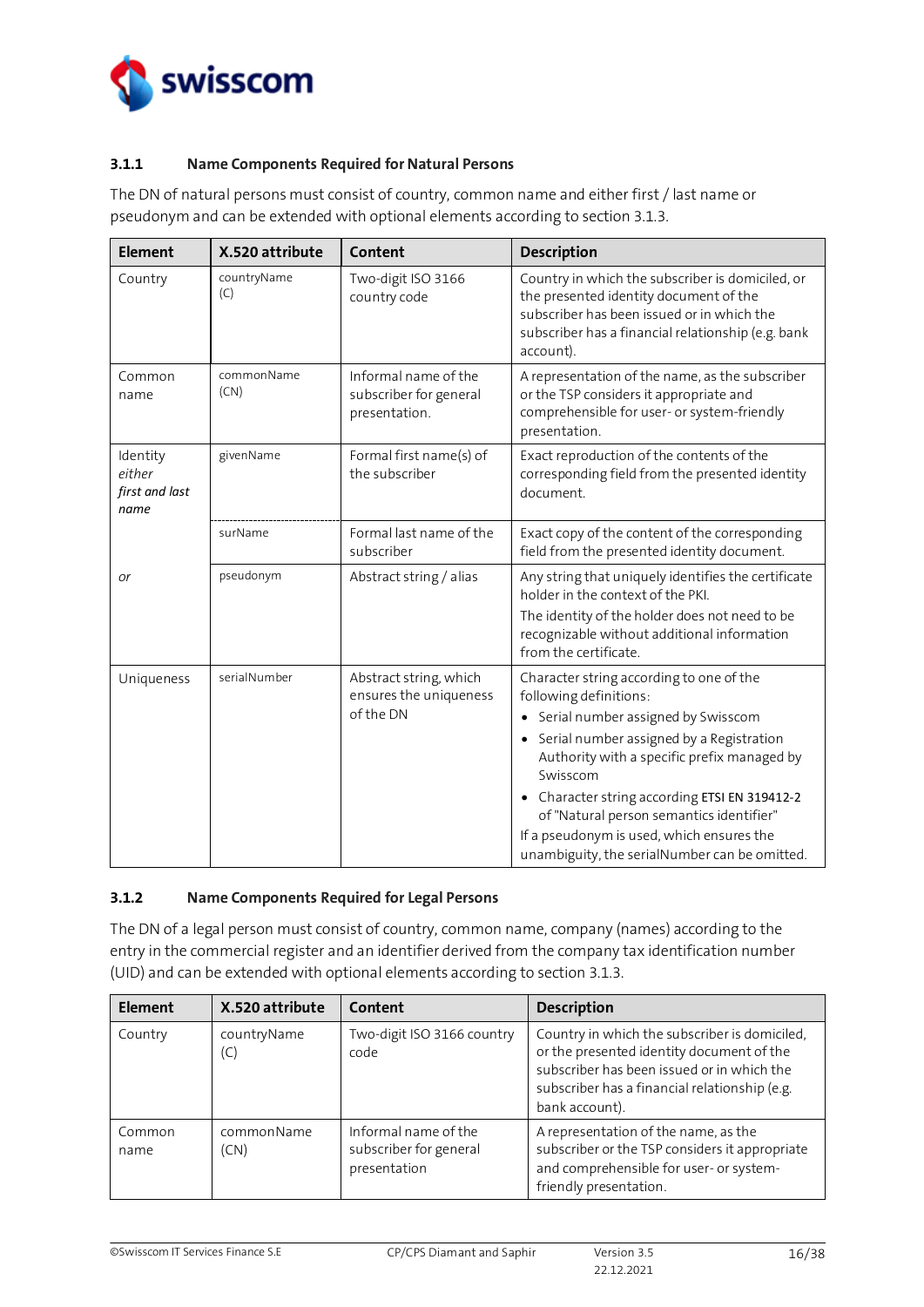### 3.1.1 Name Components Required for Natural Persons

The DN of natural persons must consist of country, common name and either first / last name or pseudonym and can be extended with optional elements according to section 3.1.3.

| Element | X.520 attribute | Content | Description |
|---|---|---|---|
| Country | countryName (C) | Two-digit ISO 3166 country code | Country in which the subscriber is domiciled, or the presented identity document of the subscriber has been issued or in which the subscriber has a financial relationship (e.g. bank account). |
| Common name | commonName (CN) | Informal name of the subscriber for general presentation. | A representation of the name, as the subscriber or the TSP considers it appropriate and comprehensible for user- or system-friendly presentation. |
| Identity *either first and last name* | givenName | Formal first name(s) of the subscriber | Exact reproduction of the contents of the corresponding field from the presented identity document. |
| | surName | Formal last name of the subscriber | Exact copy of the content of the corresponding field from the presented identity document. |
| *or* | pseudonym | Abstract string / alias | Any string that uniquely identifies the certificate holder in the context of the PKI.<br>The identity of the holder does not need to be recognizable without additional information from the certificate. |
| Uniqueness | serialNumber | Abstract string, which ensures the uniqueness of the DN | Character string according to one of the following definitions:<br>• Serial number assigned by Swisscom<br>• Serial number assigned by a Registration Authority with a specific prefix managed by Swisscom<br>• Character string according ETSI EN 319412-2 of "Natural person semantics identifier"<br>If a pseudonym is used, which ensures the unambiguity, the serialNumber can be omitted. |

### 3.1.2 Name Components Required for Legal Persons

The DN of a legal person must consist of country, common name, company (names) according to the entry in the commercial register and an identifier derived from the company tax identification number (UID) and can be extended with optional elements according to section 3.1.3.

| Element | X.520 attribute | Content | Description |
|---|---|---|---|
| Country | countryName (C) | Two-digit ISO 3166 country code | Country in which the subscriber is domiciled, or the presented identity document of the subscriber has been issued or in which the subscriber has a financial relationship (e.g. bank account). |
| Common name | commonName (CN) | Informal name of the subscriber for general presentation | A representation of the name, as the subscriber or the TSP considers it appropriate and comprehensible for user- or system-friendly presentation. |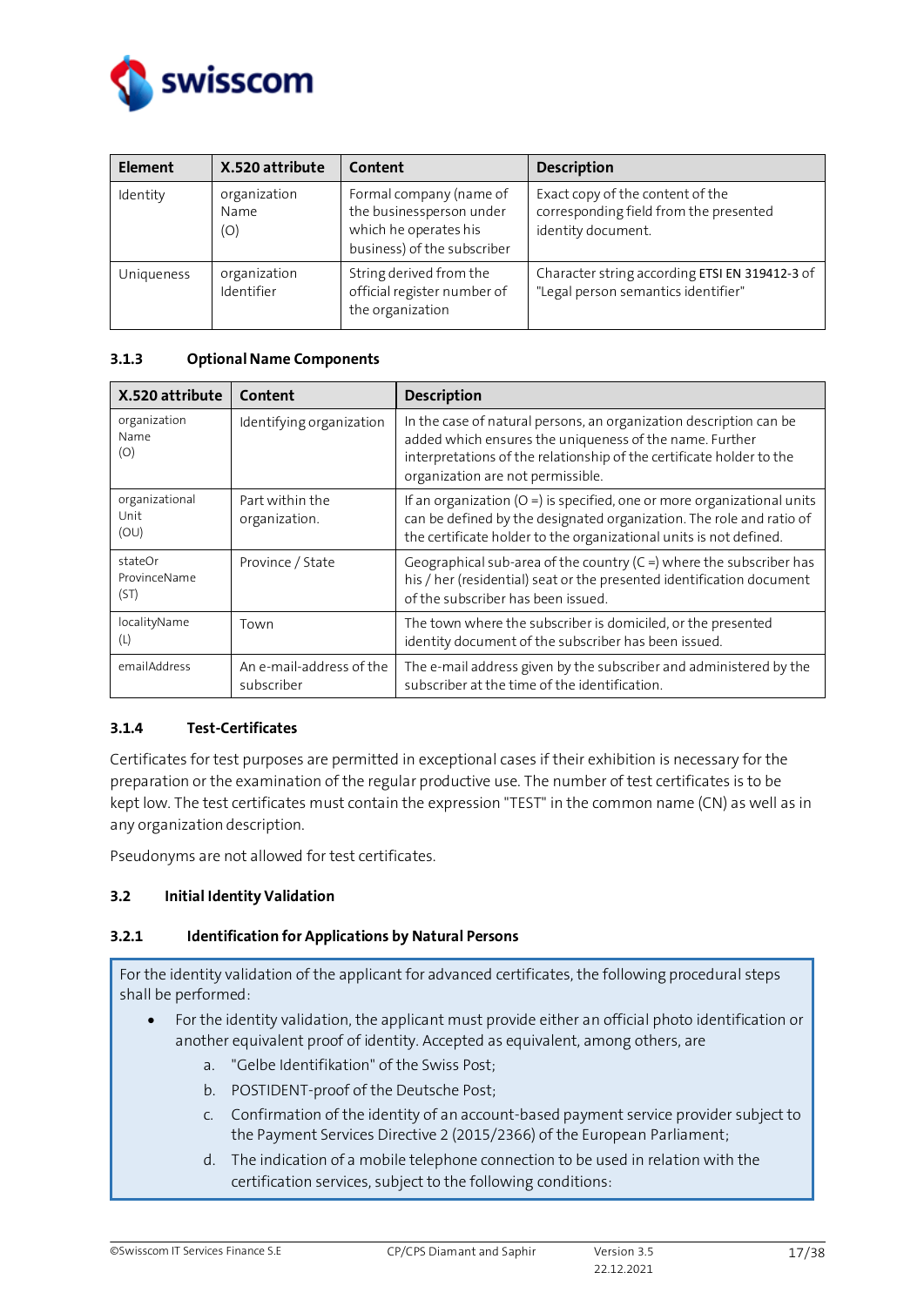| Element | X.520 attribute | Content | Description |
|---|---|---|---|
| Identity | organization Name (O) | Formal company (name of the businessperson under which he operates his business) of the subscriber | Exact copy of the content of the corresponding field from the presented identity document. |
| Uniqueness | organization Identifier | String derived from the official register number of the organization | Character string according ETSI EN 319412-3 of "Legal person semantics identifier" |

### 3.1.3 Optional Name Components

| X.520 attribute | Content | Description |
|---|---|---|
| organization Name (O) | Identifying organization | In the case of natural persons, an organization description can be added which ensures the uniqueness of the name. Further interpretations of the relationship of the certificate holder to the organization are not permissible. |
| organizational Unit (OU) | Part within the organization. | If an organization (O =) is specified, one or more organizational units can be defined by the designated organization. The role and ratio of the certificate holder to the organizational units is not defined. |
| stateOr ProvinceName (ST) | Province / State | Geographical sub-area of the country (C =) where the subscriber has his / her (residential) seat or the presented identification document of the subscriber has been issued. |
| localityName (L) | Town | The town where the subscriber is domiciled, or the presented identity document of the subscriber has been issued. |
| emailAddress | An e-mail-address of the subscriber | The e-mail address given by the subscriber and administered by the subscriber at the time of the identification. |

### 3.1.4 Test-Certificates

Certificates for test purposes are permitted in exceptional cases if their exhibition is necessary for the preparation or the examination of the regular productive use. The number of test certificates is to be kept low. The test certificates must contain the expression "TEST" in the common name (CN) as well as in any organization description.

Pseudonyms are not allowed for test certificates.

## 3.2 Initial Identity Validation

### 3.2.1 Identification for Applications by Natural Persons

For the identity validation of the applicant for advanced certificates, the following procedural steps shall be performed:

- For the identity validation, the applicant must provide either an official photo identification or another equivalent proof of identity. Accepted as equivalent, among others, are
  a. "Gelbe Identifikation" of the Swiss Post;
  b. POSTIDENT-proof of the Deutsche Post;
  c. Confirmation of the identity of an account-based payment service provider subject to the Payment Services Directive 2 (2015/2366) of the European Parliament;
  d. The indication of a mobile telephone connection to be used in relation with the certification services, subject to the following conditions: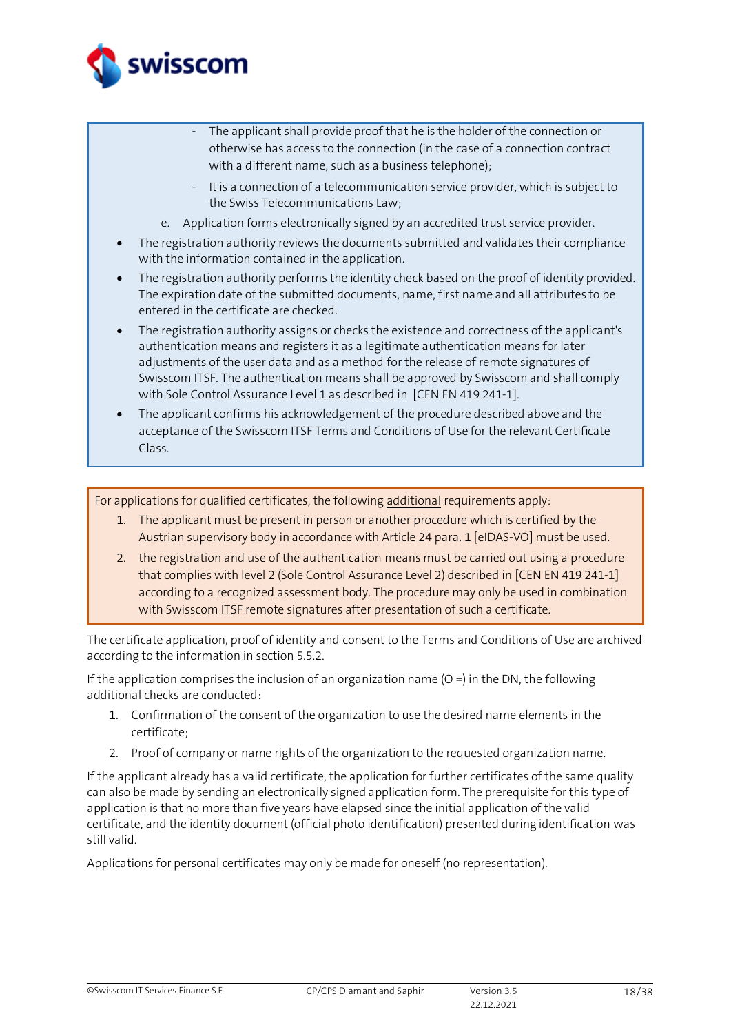- The applicant shall provide proof that he is the holder of the connection or otherwise has access to the connection (in the case of a connection contract with a different name, such as a business telephone);
- It is a connection of a telecommunication service provider, which is subject to the Swiss Telecommunications Law;

e. Application forms electronically signed by an accredited trust service provider.

- The registration authority reviews the documents submitted and validates their compliance with the information contained in the application.
- The registration authority performs the identity check based on the proof of identity provided. The expiration date of the submitted documents, name, first name and all attributes to be entered in the certificate are checked.
- The registration authority assigns or checks the existence and correctness of the applicant's authentication means and registers it as a legitimate authentication means for later adjustments of the user data and as a method for the release of remote signatures of Swisscom ITSF. The authentication means shall be approved by Swisscom and shall comply with Sole Control Assurance Level 1 as described in [CEN EN 419 241-1].
- The applicant confirms his acknowledgement of the procedure described above and the acceptance of the Swisscom ITSF Terms and Conditions of Use for the relevant Certificate Class.

For applications for qualified certificates, the following additional requirements apply:

1. The applicant must be present in person or another procedure which is certified by the Austrian supervisory body in accordance with Article 24 para. 1 [eIDAS-VO] must be used.
2. the registration and use of the authentication means must be carried out using a procedure that complies with level 2 (Sole Control Assurance Level 2) described in [CEN EN 419 241-1] according to a recognized assessment body. The procedure may only be used in combination with Swisscom ITSF remote signatures after presentation of such a certificate.

The certificate application, proof of identity and consent to the Terms and Conditions of Use are archived according to the information in section 5.5.2.

If the application comprises the inclusion of an organization name (O =) in the DN, the following additional checks are conducted:

1. Confirmation of the consent of the organization to use the desired name elements in the certificate;
2. Proof of company or name rights of the organization to the requested organization name.

If the applicant already has a valid certificate, the application for further certificates of the same quality can also be made by sending an electronically signed application form. The prerequisite for this type of application is that no more than five years have elapsed since the initial application of the valid certificate, and the identity document (official photo identification) presented during identification was still valid.

Applications for personal certificates may only be made for oneself (no representation).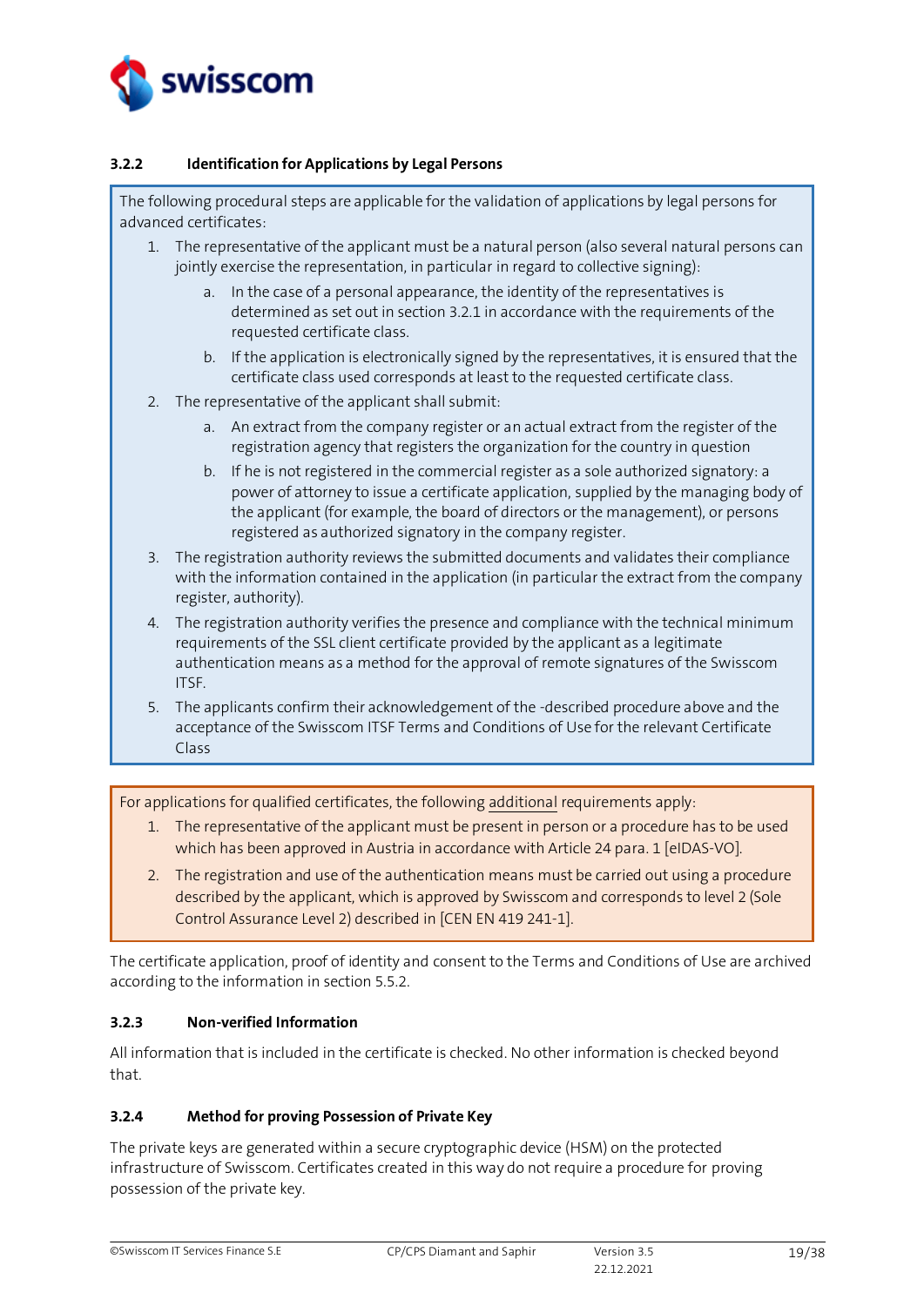### 3.2.2 Identification for Applications by Legal Persons

The following procedural steps are applicable for the validation of applications by legal persons for advanced certificates:

1. The representative of the applicant must be a natural person (also several natural persons can jointly exercise the representation, in particular in regard to collective signing):
   a. In the case of a personal appearance, the identity of the representatives is determined as set out in section 3.2.1 in accordance with the requirements of the requested certificate class.
   b. If the application is electronically signed by the representatives, it is ensured that the certificate class used corresponds at least to the requested certificate class.
2. The representative of the applicant shall submit:
   a. An extract from the company register or an actual extract from the register of the registration agency that registers the organization for the country in question
   b. If he is not registered in the commercial register as a sole authorized signatory: a power of attorney to issue a certificate application, supplied by the managing body of the applicant (for example, the board of directors or the management), or persons registered as authorized signatory in the company register.
3. The registration authority reviews the submitted documents and validates their compliance with the information contained in the application (in particular the extract from the company register, authority).
4. The registration authority verifies the presence and compliance with the technical minimum requirements of the SSL client certificate provided by the applicant as a legitimate authentication means as a method for the approval of remote signatures of the Swisscom ITSF.
5. The applicants confirm their acknowledgement of the -described procedure above and the acceptance of the Swisscom ITSF Terms and Conditions of Use for the relevant Certificate Class

For applications for qualified certificates, the following additional requirements apply:

1. The representative of the applicant must be present in person or a procedure has to be used which has been approved in Austria in accordance with Article 24 para. 1 [eIDAS-VO].
2. The registration and use of the authentication means must be carried out using a procedure described by the applicant, which is approved by Swisscom and corresponds to level 2 (Sole Control Assurance Level 2) described in [CEN EN 419 241-1].

The certificate application, proof of identity and consent to the Terms and Conditions of Use are archived according to the information in section 5.5.2.

### 3.2.3 Non-verified Information

All information that is included in the certificate is checked. No other information is checked beyond that.

### 3.2.4 Method for proving Possession of Private Key

The private keys are generated within a secure cryptographic device (HSM) on the protected infrastructure of Swisscom. Certificates created in this way do not require a procedure for proving possession of the private key.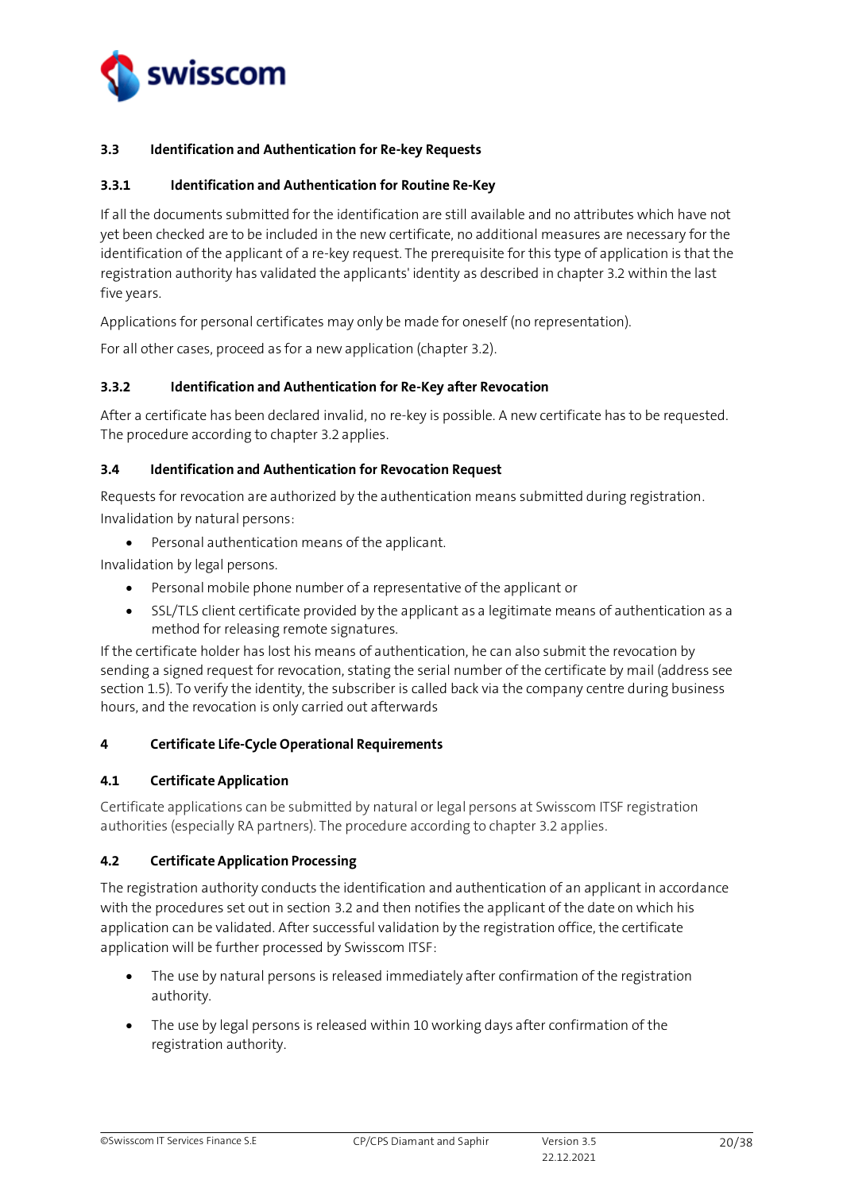### 3.3 Identification and Authentication for Re-key Requests

#### 3.3.1 Identification and Authentication for Routine Re-Key

If all the documents submitted for the identification are still available and no attributes which have not yet been checked are to be included in the new certificate, no additional measures are necessary for the identification of the applicant of a re-key request. The prerequisite for this type of application is that the registration authority has validated the applicants' identity as described in chapter 3.2 within the last five years.

Applications for personal certificates may only be made for oneself (no representation).

For all other cases, proceed as for a new application (chapter 3.2).

#### 3.3.2 Identification and Authentication for Re-Key after Revocation

After a certificate has been declared invalid, no re-key is possible. A new certificate has to be requested. The procedure according to chapter 3.2 applies.

### 3.4 Identification and Authentication for Revocation Request

Requests for revocation are authorized by the authentication means submitted during registration.

Invalidation by natural persons:

- Personal authentication means of the applicant.

Invalidation by legal persons.

- Personal mobile phone number of a representative of the applicant or
- SSL/TLS client certificate provided by the applicant as a legitimate means of authentication as a method for releasing remote signatures.

If the certificate holder has lost his means of authentication, he can also submit the revocation by sending a signed request for revocation, stating the serial number of the certificate by mail (address see section 1.5). To verify the identity, the subscriber is called back via the company centre during business hours, and the revocation is only carried out afterwards

## 4 Certificate Life-Cycle Operational Requirements

### 4.1 Certificate Application

Certificate applications can be submitted by natural or legal persons at Swisscom ITSF registration authorities (especially RA partners). The procedure according to chapter 3.2 applies.

### 4.2 Certificate Application Processing

The registration authority conducts the identification and authentication of an applicant in accordance with the procedures set out in section 3.2 and then notifies the applicant of the date on which his application can be validated. After successful validation by the registration office, the certificate application will be further processed by Swisscom ITSF:

- The use by natural persons is released immediately after confirmation of the registration authority.
- The use by legal persons is released within 10 working days after confirmation of the registration authority.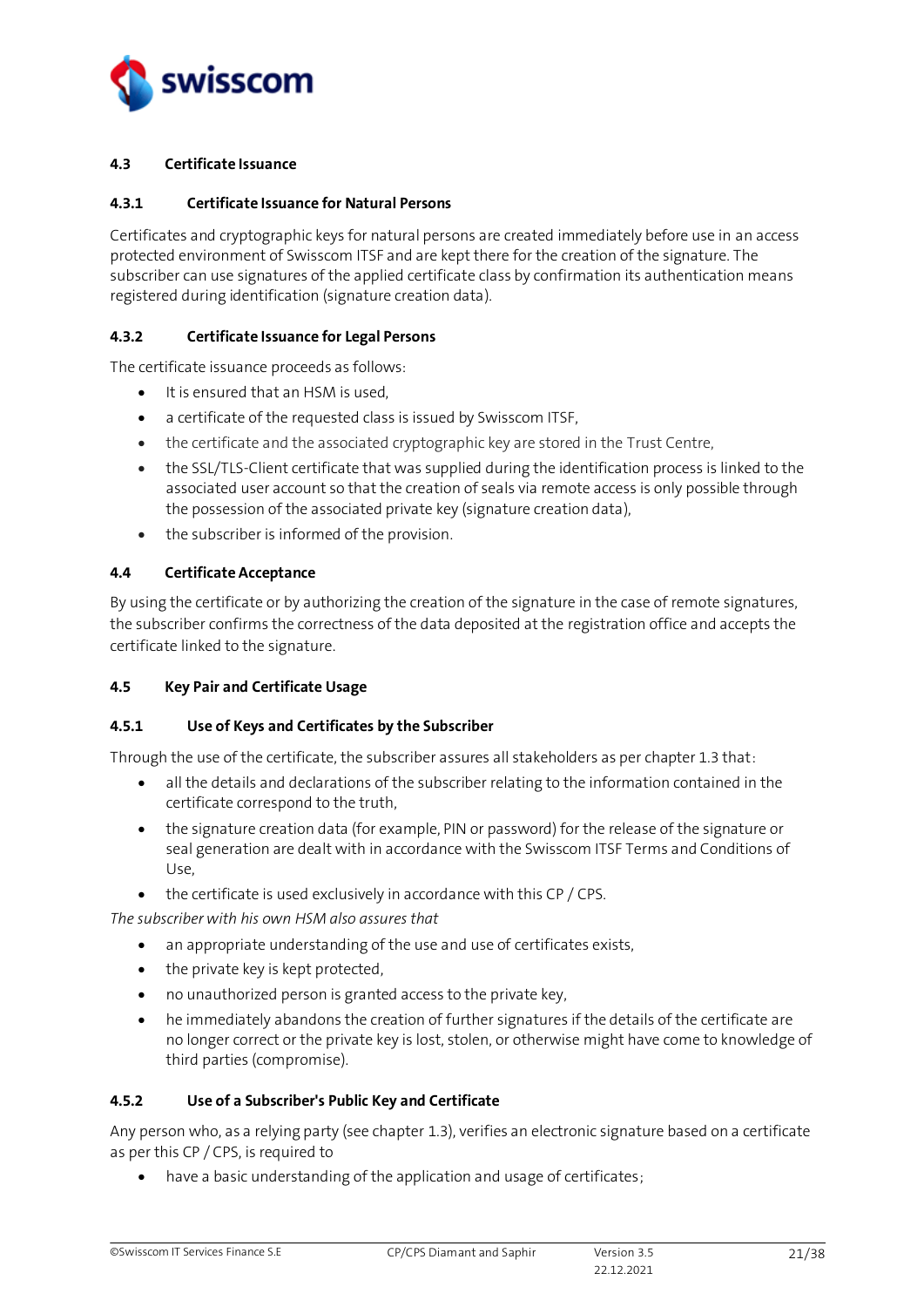### 4.3 Certificate Issuance

#### 4.3.1 Certificate Issuance for Natural Persons

Certificates and cryptographic keys for natural persons are created immediately before use in an access protected environment of Swisscom ITSF and are kept there for the creation of the signature. The subscriber can use signatures of the applied certificate class by confirmation its authentication means registered during identification (signature creation data).

#### 4.3.2 Certificate Issuance for Legal Persons

The certificate issuance proceeds as follows:

- It is ensured that an HSM is used,
- a certificate of the requested class is issued by Swisscom ITSF,
- the certificate and the associated cryptographic key are stored in the Trust Centre,
- the SSL/TLS-Client certificate that was supplied during the identification process is linked to the associated user account so that the creation of seals via remote access is only possible through the possession of the associated private key (signature creation data),
- the subscriber is informed of the provision.

### 4.4 Certificate Acceptance

By using the certificate or by authorizing the creation of the signature in the case of remote signatures, the subscriber confirms the correctness of the data deposited at the registration office and accepts the certificate linked to the signature.

### 4.5 Key Pair and Certificate Usage

#### 4.5.1 Use of Keys and Certificates by the Subscriber

Through the use of the certificate, the subscriber assures all stakeholders as per chapter 1.3 that:

- all the details and declarations of the subscriber relating to the information contained in the certificate correspond to the truth,
- the signature creation data (for example, PIN or password) for the release of the signature or seal generation are dealt with in accordance with the Swisscom ITSF Terms and Conditions of Use,
- the certificate is used exclusively in accordance with this CP / CPS.

*The subscriber with his own HSM also assures that*

- an appropriate understanding of the use and use of certificates exists,
- the private key is kept protected,
- no unauthorized person is granted access to the private key,
- he immediately abandons the creation of further signatures if the details of the certificate are no longer correct or the private key is lost, stolen, or otherwise might have come to knowledge of third parties (compromise).

#### 4.5.2 Use of a Subscriber's Public Key and Certificate

Any person who, as a relying party (see chapter 1.3), verifies an electronic signature based on a certificate as per this CP / CPS, is required to

- have a basic understanding of the application and usage of certificates;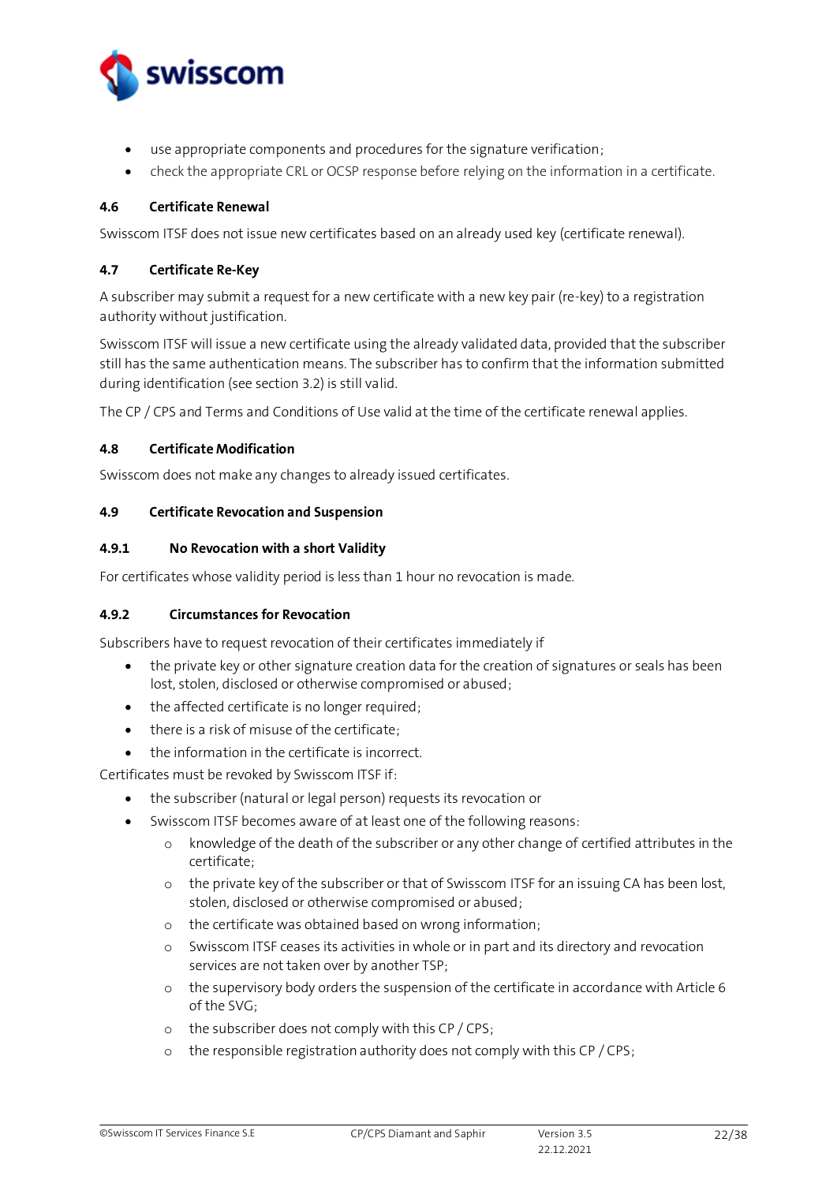- use appropriate components and procedures for the signature verification;
- check the appropriate CRL or OCSP response before relying on the information in a certificate.

### 4.6 Certificate Renewal

Swisscom ITSF does not issue new certificates based on an already used key (certificate renewal).

### 4.7 Certificate Re-Key

A subscriber may submit a request for a new certificate with a new key pair (re-key) to a registration authority without justification.

Swisscom ITSF will issue a new certificate using the already validated data, provided that the subscriber still has the same authentication means. The subscriber has to confirm that the information submitted during identification (see section 3.2) is still valid.

The CP / CPS and Terms and Conditions of Use valid at the time of the certificate renewal applies.

### 4.8 Certificate Modification

Swisscom does not make any changes to already issued certificates.

### 4.9 Certificate Revocation and Suspension

#### 4.9.1 No Revocation with a short Validity

For certificates whose validity period is less than 1 hour no revocation is made.

#### 4.9.2 Circumstances for Revocation

Subscribers have to request revocation of their certificates immediately if

- the private key or other signature creation data for the creation of signatures or seals has been lost, stolen, disclosed or otherwise compromised or abused;
- the affected certificate is no longer required;
- there is a risk of misuse of the certificate;
- the information in the certificate is incorrect.

Certificates must be revoked by Swisscom ITSF if:

- the subscriber (natural or legal person) requests its revocation or
- Swisscom ITSF becomes aware of at least one of the following reasons:
  - knowledge of the death of the subscriber or any other change of certified attributes in the certificate;
  - the private key of the subscriber or that of Swisscom ITSF for an issuing CA has been lost, stolen, disclosed or otherwise compromised or abused;
  - the certificate was obtained based on wrong information;
  - Swisscom ITSF ceases its activities in whole or in part and its directory and revocation services are not taken over by another TSP;
  - the supervisory body orders the suspension of the certificate in accordance with Article 6 of the SVG;
  - the subscriber does not comply with this CP / CPS;
  - the responsible registration authority does not comply with this CP / CPS;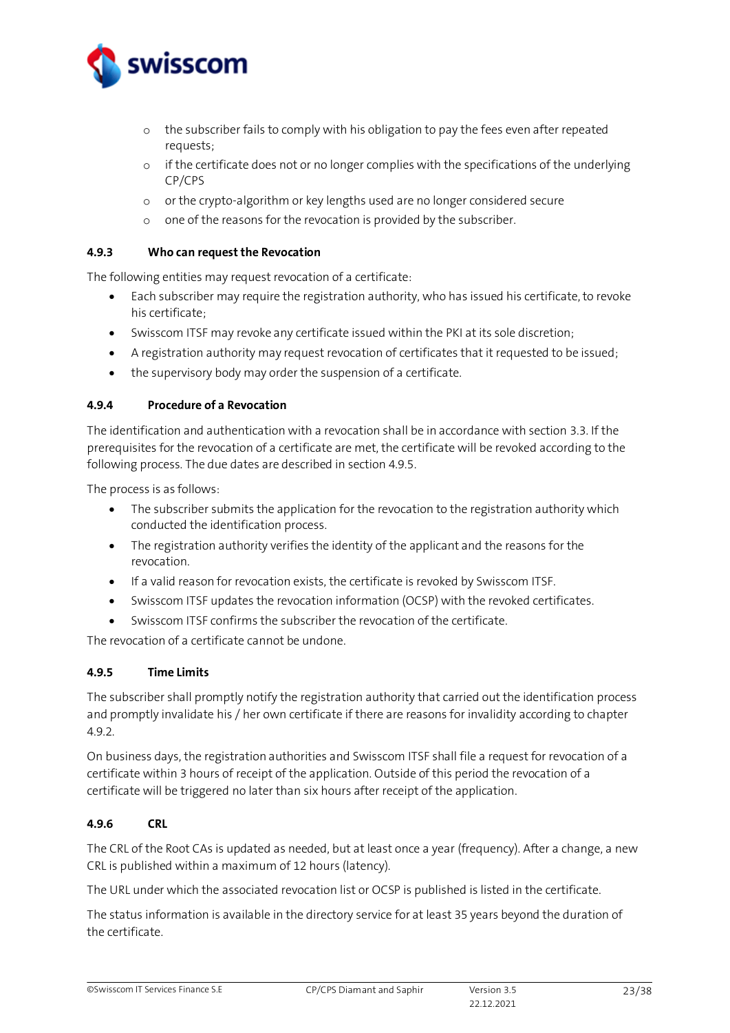- the subscriber fails to comply with his obligation to pay the fees even after repeated requests;
  - if the certificate does not or no longer complies with the specifications of the underlying CP/CPS
  - or the crypto-algorithm or key lengths used are no longer considered secure
  - one of the reasons for the revocation is provided by the subscriber.

### 4.9.3 Who can request the Revocation

The following entities may request revocation of a certificate:

- Each subscriber may require the registration authority, who has issued his certificate, to revoke his certificate;
- Swisscom ITSF may revoke any certificate issued within the PKI at its sole discretion;
- A registration authority may request revocation of certificates that it requested to be issued;
- the supervisory body may order the suspension of a certificate.

### 4.9.4 Procedure of a Revocation

The identification and authentication with a revocation shall be in accordance with section 3.3. If the prerequisites for the revocation of a certificate are met, the certificate will be revoked according to the following process. The due dates are described in section 4.9.5.

The process is as follows:

- The subscriber submits the application for the revocation to the registration authority which conducted the identification process.
- The registration authority verifies the identity of the applicant and the reasons for the revocation.
- If a valid reason for revocation exists, the certificate is revoked by Swisscom ITSF.
- Swisscom ITSF updates the revocation information (OCSP) with the revoked certificates.
- Swisscom ITSF confirms the subscriber the revocation of the certificate.

The revocation of a certificate cannot be undone.

### 4.9.5 Time Limits

The subscriber shall promptly notify the registration authority that carried out the identification process and promptly invalidate his / her own certificate if there are reasons for invalidity according to chapter 4.9.2.

On business days, the registration authorities and Swisscom ITSF shall file a request for revocation of a certificate within 3 hours of receipt of the application. Outside of this period the revocation of a certificate will be triggered no later than six hours after receipt of the application.

### 4.9.6 CRL

The CRL of the Root CAs is updated as needed, but at least once a year (frequency). After a change, a new CRL is published within a maximum of 12 hours (latency).

The URL under which the associated revocation list or OCSP is published is listed in the certificate.

The status information is available in the directory service for at least 35 years beyond the duration of the certificate.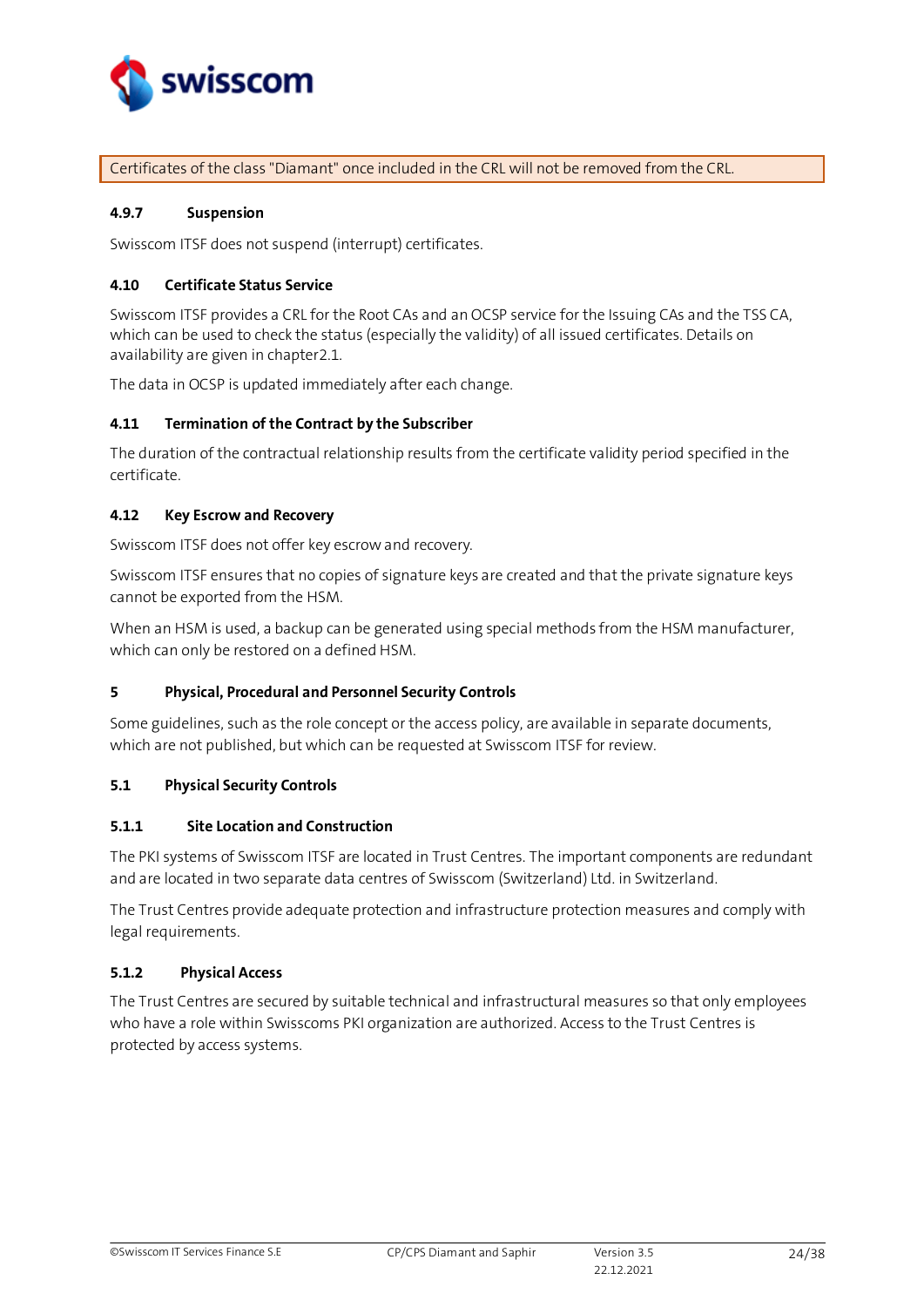Certificates of the class "Diamant" once included in the CRL will not be removed from the CRL.

#### 4.9.7 Suspension

Swisscom ITSF does not suspend (interrupt) certificates.

### 4.10 Certificate Status Service

Swisscom ITSF provides a CRL for the Root CAs and an OCSP service for the Issuing CAs and the TSS CA, which can be used to check the status (especially the validity) of all issued certificates. Details on availability are given in chapter2.1.

The data in OCSP is updated immediately after each change.

### 4.11 Termination of the Contract by the Subscriber

The duration of the contractual relationship results from the certificate validity period specified in the certificate.

### 4.12 Key Escrow and Recovery

Swisscom ITSF does not offer key escrow and recovery.

Swisscom ITSF ensures that no copies of signature keys are created and that the private signature keys cannot be exported from the HSM.

When an HSM is used, a backup can be generated using special methods from the HSM manufacturer, which can only be restored on a defined HSM.

## 5 Physical, Procedural and Personnel Security Controls

Some guidelines, such as the role concept or the access policy, are available in separate documents, which are not published, but which can be requested at Swisscom ITSF for review.

### 5.1 Physical Security Controls

#### 5.1.1 Site Location and Construction

The PKI systems of Swisscom ITSF are located in Trust Centres. The important components are redundant and are located in two separate data centres of Swisscom (Switzerland) Ltd. in Switzerland.

The Trust Centres provide adequate protection and infrastructure protection measures and comply with legal requirements.

#### 5.1.2 Physical Access

The Trust Centres are secured by suitable technical and infrastructural measures so that only employees who have a role within Swisscoms PKI organization are authorized. Access to the Trust Centres is protected by access systems.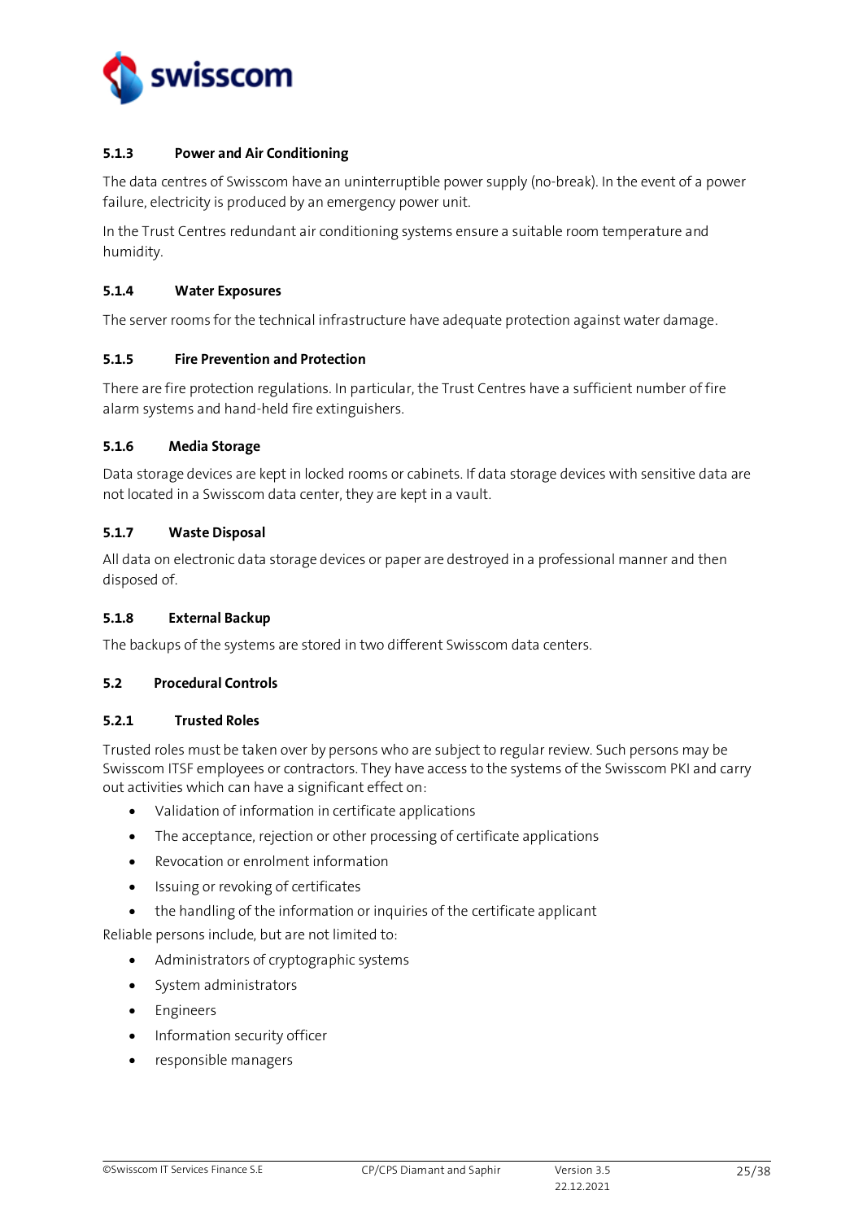#### 5.1.3 Power and Air Conditioning

The data centres of Swisscom have an uninterruptible power supply (no-break). In the event of a power failure, electricity is produced by an emergency power unit.

In the Trust Centres redundant air conditioning systems ensure a suitable room temperature and humidity.

#### 5.1.4 Water Exposures

The server rooms for the technical infrastructure have adequate protection against water damage.

#### 5.1.5 Fire Prevention and Protection

There are fire protection regulations. In particular, the Trust Centres have a sufficient number of fire alarm systems and hand-held fire extinguishers.

#### 5.1.6 Media Storage

Data storage devices are kept in locked rooms or cabinets. If data storage devices with sensitive data are not located in a Swisscom data center, they are kept in a vault.

#### 5.1.7 Waste Disposal

All data on electronic data storage devices or paper are destroyed in a professional manner and then disposed of.

#### 5.1.8 External Backup

The backups of the systems are stored in two different Swisscom data centers.

### 5.2 Procedural Controls

#### 5.2.1 Trusted Roles

Trusted roles must be taken over by persons who are subject to regular review. Such persons may be Swisscom ITSF employees or contractors. They have access to the systems of the Swisscom PKI and carry out activities which can have a significant effect on:

- Validation of information in certificate applications
- The acceptance, rejection or other processing of certificate applications
- Revocation or enrolment information
- Issuing or revoking of certificates
- the handling of the information or inquiries of the certificate applicant

Reliable persons include, but are not limited to:

- Administrators of cryptographic systems
- System administrators
- Engineers
- Information security officer
- responsible managers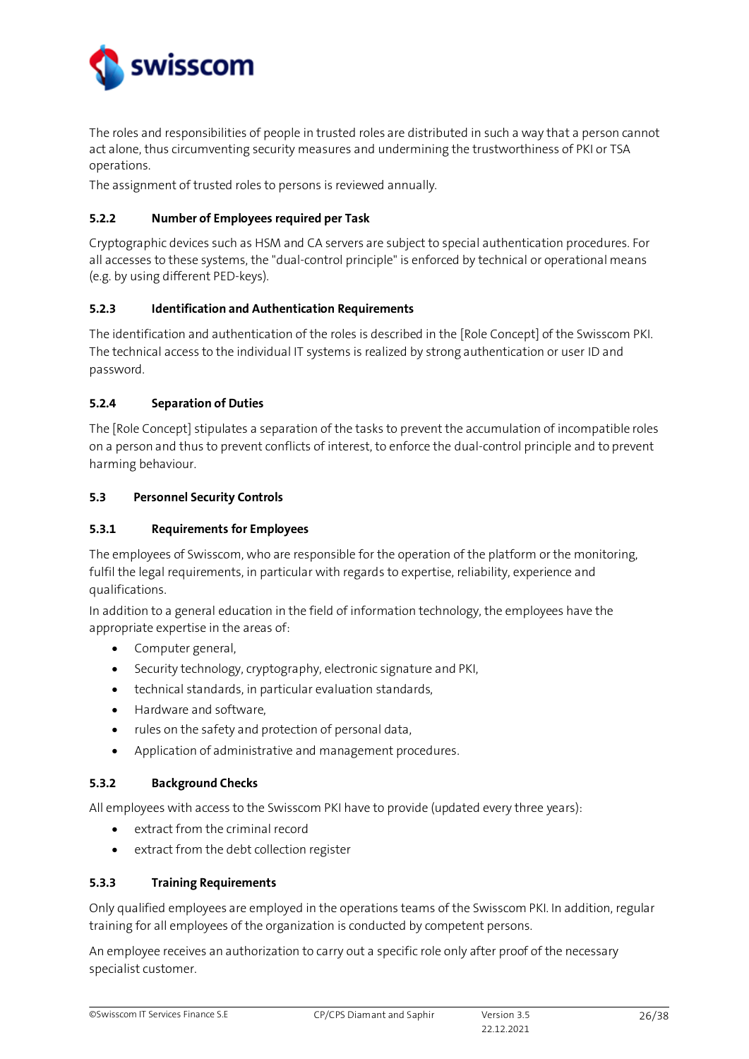The roles and responsibilities of people in trusted roles are distributed in such a way that a person cannot act alone, thus circumventing security measures and undermining the trustworthiness of PKI or TSA operations.

The assignment of trusted roles to persons is reviewed annually.

#### 5.2.2 Number of Employees required per Task

Cryptographic devices such as HSM and CA servers are subject to special authentication procedures. For all accesses to these systems, the "dual-control principle" is enforced by technical or operational means (e.g. by using different PED-keys).

#### 5.2.3 Identification and Authentication Requirements

The identification and authentication of the roles is described in the [Role Concept] of the Swisscom PKI. The technical access to the individual IT systems is realized by strong authentication or user ID and password.

#### 5.2.4 Separation of Duties

The [Role Concept] stipulates a separation of the tasks to prevent the accumulation of incompatible roles on a person and thus to prevent conflicts of interest, to enforce the dual-control principle and to prevent harming behaviour.

### 5.3 Personnel Security Controls

#### 5.3.1 Requirements for Employees

The employees of Swisscom, who are responsible for the operation of the platform or the monitoring, fulfil the legal requirements, in particular with regards to expertise, reliability, experience and qualifications.

In addition to a general education in the field of information technology, the employees have the appropriate expertise in the areas of:

- Computer general,
- Security technology, cryptography, electronic signature and PKI,
- technical standards, in particular evaluation standards,
- Hardware and software,
- rules on the safety and protection of personal data,
- Application of administrative and management procedures.

#### 5.3.2 Background Checks

All employees with access to the Swisscom PKI have to provide (updated every three years):

- extract from the criminal record
- extract from the debt collection register

#### 5.3.3 Training Requirements

Only qualified employees are employed in the operations teams of the Swisscom PKI. In addition, regular training for all employees of the organization is conducted by competent persons.

An employee receives an authorization to carry out a specific role only after proof of the necessary specialist customer.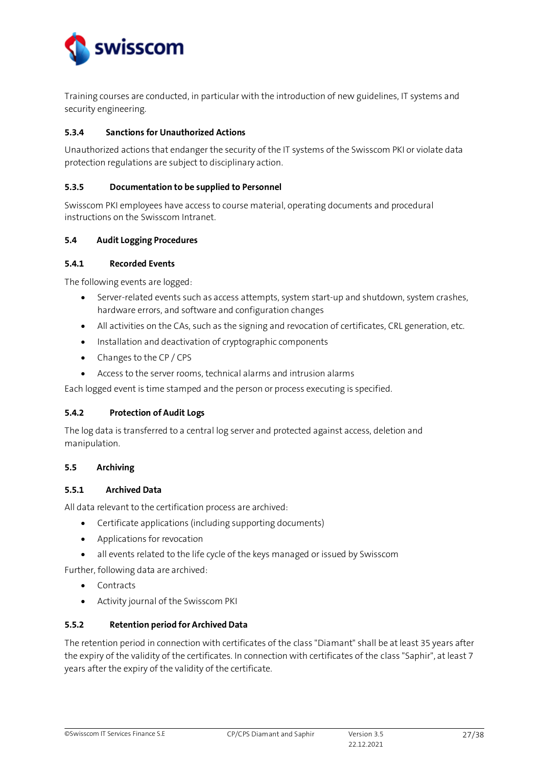Training courses are conducted, in particular with the introduction of new guidelines, IT systems and security engineering.

#### 5.3.4 Sanctions for Unauthorized Actions

Unauthorized actions that endanger the security of the IT systems of the Swisscom PKI or violate data protection regulations are subject to disciplinary action.

#### 5.3.5 Documentation to be supplied to Personnel

Swisscom PKI employees have access to course material, operating documents and procedural instructions on the Swisscom Intranet.

### 5.4 Audit Logging Procedures

#### 5.4.1 Recorded Events

The following events are logged:

- Server-related events such as access attempts, system start-up and shutdown, system crashes, hardware errors, and software and configuration changes
- All activities on the CAs, such as the signing and revocation of certificates, CRL generation, etc.
- Installation and deactivation of cryptographic components
- Changes to the CP / CPS
- Access to the server rooms, technical alarms and intrusion alarms

Each logged event is time stamped and the person or process executing is specified.

#### 5.4.2 Protection of Audit Logs

The log data is transferred to a central log server and protected against access, deletion and manipulation.

### 5.5 Archiving

#### 5.5.1 Archived Data

All data relevant to the certification process are archived:

- Certificate applications (including supporting documents)
- Applications for revocation
- all events related to the life cycle of the keys managed or issued by Swisscom

Further, following data are archived:

- Contracts
- Activity journal of the Swisscom PKI

#### 5.5.2 Retention period for Archived Data

The retention period in connection with certificates of the class "Diamant" shall be at least 35 years after the expiry of the validity of the certificates. In connection with certificates of the class "Saphir", at least 7 years after the expiry of the validity of the certificate.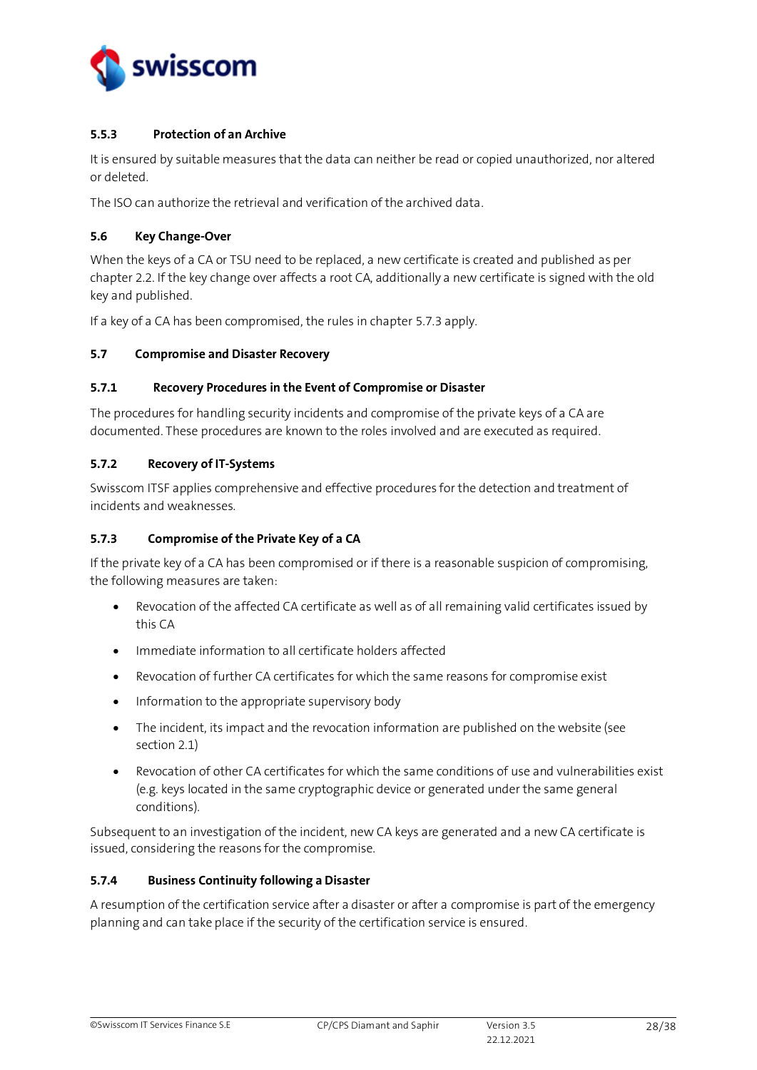### 5.5.3 Protection of an Archive

It is ensured by suitable measures that the data can neither be read or copied unauthorized, nor altered or deleted.

The ISO can authorize the retrieval and verification of the archived data.

## 5.6 Key Change-Over

When the keys of a CA or TSU need to be replaced, a new certificate is created and published as per chapter 2.2. If the key change over affects a root CA, additionally a new certificate is signed with the old key and published.

If a key of a CA has been compromised, the rules in chapter 5.7.3 apply.

## 5.7 Compromise and Disaster Recovery

### 5.7.1 Recovery Procedures in the Event of Compromise or Disaster

The procedures for handling security incidents and compromise of the private keys of a CA are documented. These procedures are known to the roles involved and are executed as required.

### 5.7.2 Recovery of IT-Systems

Swisscom ITSF applies comprehensive and effective procedures for the detection and treatment of incidents and weaknesses.

### 5.7.3 Compromise of the Private Key of a CA

If the private key of a CA has been compromised or if there is a reasonable suspicion of compromising, the following measures are taken:

- Revocation of the affected CA certificate as well as of all remaining valid certificates issued by this CA
- Immediate information to all certificate holders affected
- Revocation of further CA certificates for which the same reasons for compromise exist
- Information to the appropriate supervisory body
- The incident, its impact and the revocation information are published on the website (see section 2.1)
- Revocation of other CA certificates for which the same conditions of use and vulnerabilities exist (e.g. keys located in the same cryptographic device or generated under the same general conditions).

Subsequent to an investigation of the incident, new CA keys are generated and a new CA certificate is issued, considering the reasons for the compromise.

### 5.7.4 Business Continuity following a Disaster

A resumption of the certification service after a disaster or after a compromise is part of the emergency planning and can take place if the security of the certification service is ensured.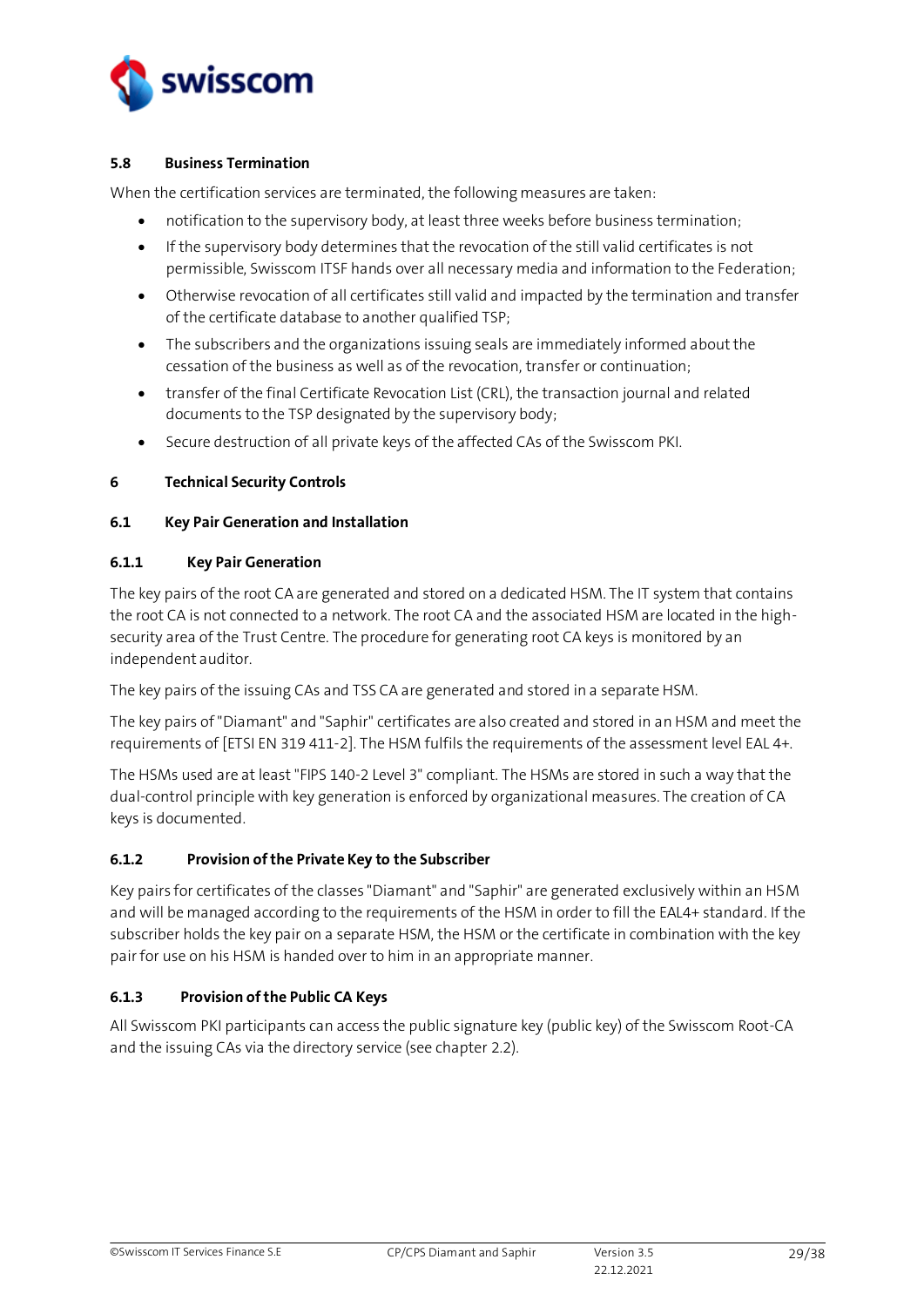### 5.8 Business Termination

When the certification services are terminated, the following measures are taken:

- notification to the supervisory body, at least three weeks before business termination;
- If the supervisory body determines that the revocation of the still valid certificates is not permissible, Swisscom ITSF hands over all necessary media and information to the Federation;
- Otherwise revocation of all certificates still valid and impacted by the termination and transfer of the certificate database to another qualified TSP;
- The subscribers and the organizations issuing seals are immediately informed about the cessation of the business as well as of the revocation, transfer or continuation;
- transfer of the final Certificate Revocation List (CRL), the transaction journal and related documents to the TSP designated by the supervisory body;
- Secure destruction of all private keys of the affected CAs of the Swisscom PKI.

## 6 Technical Security Controls

### 6.1 Key Pair Generation and Installation

#### 6.1.1 Key Pair Generation

The key pairs of the root CA are generated and stored on a dedicated HSM. The IT system that contains the root CA is not connected to a network. The root CA and the associated HSM are located in the high-security area of the Trust Centre. The procedure for generating root CA keys is monitored by an independent auditor.

The key pairs of the issuing CAs and TSS CA are generated and stored in a separate HSM.

The key pairs of "Diamant" and "Saphir" certificates are also created and stored in an HSM and meet the requirements of [ETSI EN 319 411-2]. The HSM fulfils the requirements of the assessment level EAL 4+.

The HSMs used are at least "FIPS 140-2 Level 3" compliant. The HSMs are stored in such a way that the dual-control principle with key generation is enforced by organizational measures. The creation of CA keys is documented.

#### 6.1.2 Provision of the Private Key to the Subscriber

Key pairs for certificates of the classes "Diamant" and "Saphir" are generated exclusively within an HSM and will be managed according to the requirements of the HSM in order to fill the EAL4+ standard. If the subscriber holds the key pair on a separate HSM, the HSM or the certificate in combination with the key pair for use on his HSM is handed over to him in an appropriate manner.

#### 6.1.3 Provision of the Public CA Keys

All Swisscom PKI participants can access the public signature key (public key) of the Swisscom Root-CA and the issuing CAs via the directory service (see chapter 2.2).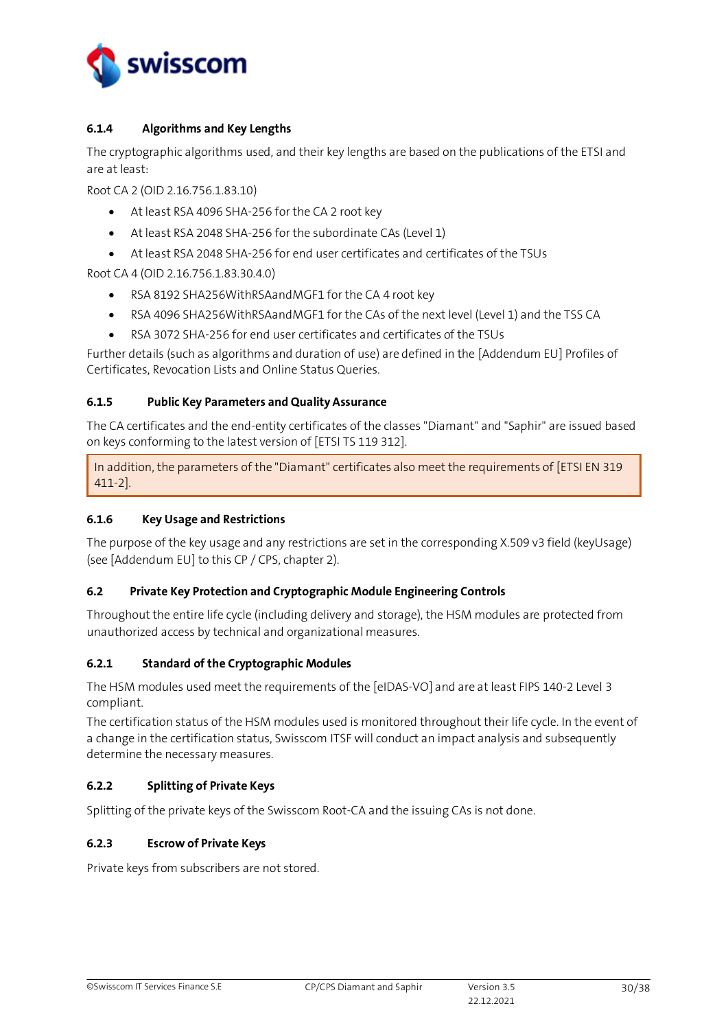#### 6.1.4 Algorithms and Key Lengths

The cryptographic algorithms used, and their key lengths are based on the publications of the ETSI and are at least:

Root CA 2 (OID 2.16.756.1.83.10)

- At least RSA 4096 SHA-256 for the CA 2 root key
- At least RSA 2048 SHA-256 for the subordinate CAs (Level 1)
- At least RSA 2048 SHA-256 for end user certificates and certificates of the TSUs

Root CA 4 (OID 2.16.756.1.83.30.4.0)

- RSA 8192 SHA256WithRSAandMGF1 for the CA 4 root key
- RSA 4096 SHA256WithRSAandMGF1 for the CAs of the next level (Level 1) and the TSS CA
- RSA 3072 SHA-256 for end user certificates and certificates of the TSUs

Further details (such as algorithms and duration of use) are defined in the [Addendum EU] Profiles of Certificates, Revocation Lists and Online Status Queries.

#### 6.1.5 Public Key Parameters and Quality Assurance

The CA certificates and the end-entity certificates of the classes "Diamant" and "Saphir" are issued based on keys conforming to the latest version of [ETSI TS 119 312].

> In addition, the parameters of the "Diamant" certificates also meet the requirements of [ETSI EN 319 411-2].

#### 6.1.6 Key Usage and Restrictions

The purpose of the key usage and any restrictions are set in the corresponding X.509 v3 field (keyUsage) (see [Addendum EU] to this CP / CPS, chapter 2).

### 6.2 Private Key Protection and Cryptographic Module Engineering Controls

Throughout the entire life cycle (including delivery and storage), the HSM modules are protected from unauthorized access by technical and organizational measures.

#### 6.2.1 Standard of the Cryptographic Modules

The HSM modules used meet the requirements of the [eIDAS-VO] and are at least FIPS 140-2 Level 3 compliant.

The certification status of the HSM modules used is monitored throughout their life cycle. In the event of a change in the certification status, Swisscom ITSF will conduct an impact analysis and subsequently determine the necessary measures.

#### 6.2.2 Splitting of Private Keys

Splitting of the private keys of the Swisscom Root-CA and the issuing CAs is not done.

#### 6.2.3 Escrow of Private Keys

Private keys from subscribers are not stored.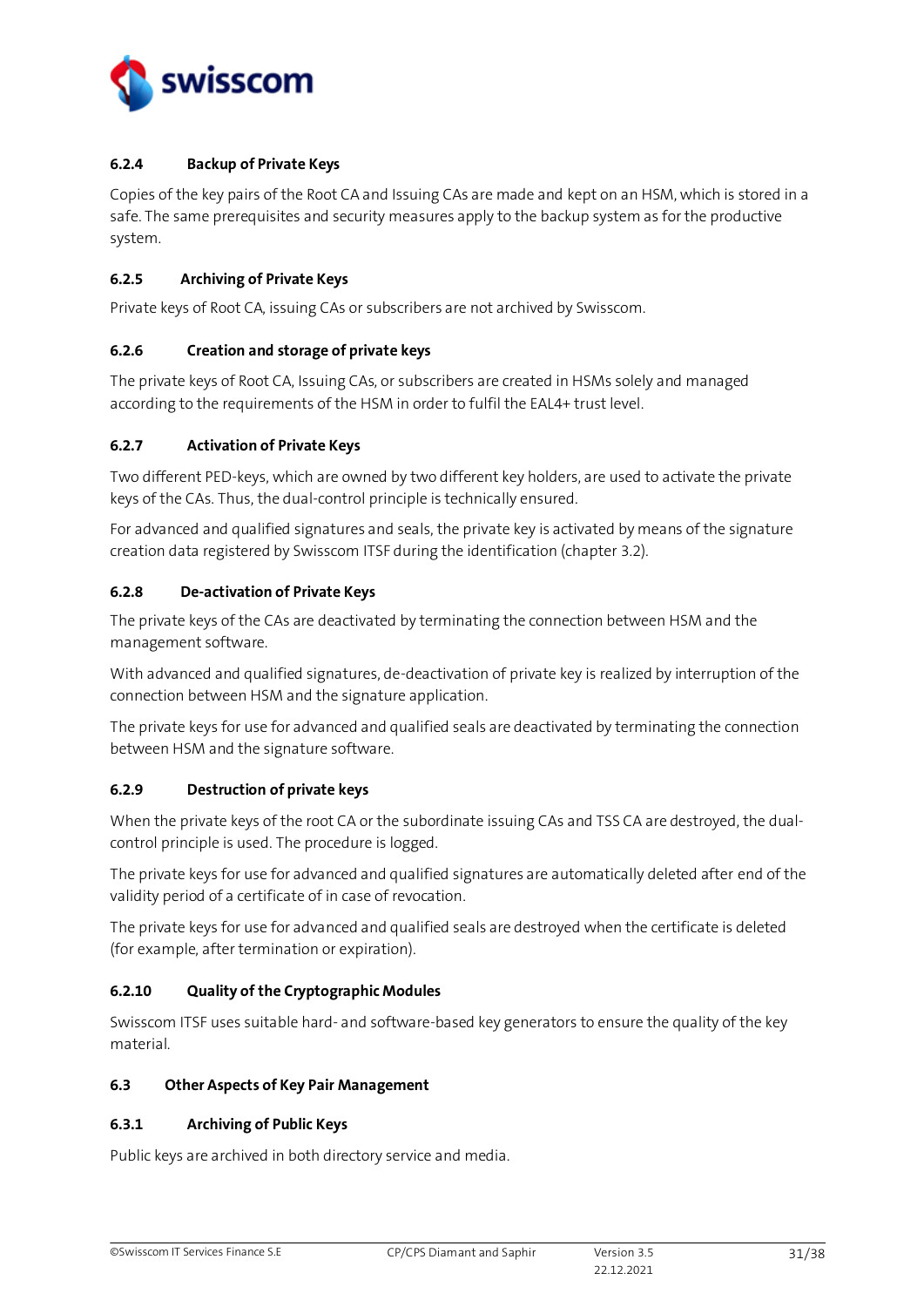#### 6.2.4 Backup of Private Keys

Copies of the key pairs of the Root CA and Issuing CAs are made and kept on an HSM, which is stored in a safe. The same prerequisites and security measures apply to the backup system as for the productive system.

#### 6.2.5 Archiving of Private Keys

Private keys of Root CA, issuing CAs or subscribers are not archived by Swisscom.

#### 6.2.6 Creation and storage of private keys

The private keys of Root CA, Issuing CAs, or subscribers are created in HSMs solely and managed according to the requirements of the HSM in order to fulfil the EAL4+ trust level.

#### 6.2.7 Activation of Private Keys

Two different PED-keys, which are owned by two different key holders, are used to activate the private keys of the CAs. Thus, the dual-control principle is technically ensured.

For advanced and qualified signatures and seals, the private key is activated by means of the signature creation data registered by Swisscom ITSF during the identification (chapter 3.2).

#### 6.2.8 De-activation of Private Keys

The private keys of the CAs are deactivated by terminating the connection between HSM and the management software.

With advanced and qualified signatures, de-deactivation of private key is realized by interruption of the connection between HSM and the signature application.

The private keys for use for advanced and qualified seals are deactivated by terminating the connection between HSM and the signature software.

#### 6.2.9 Destruction of private keys

When the private keys of the root CA or the subordinate issuing CAs and TSS CA are destroyed, the dual-control principle is used. The procedure is logged.

The private keys for use for advanced and qualified signatures are automatically deleted after end of the validity period of a certificate of in case of revocation.

The private keys for use for advanced and qualified seals are destroyed when the certificate is deleted (for example, after termination or expiration).

#### 6.2.10 Quality of the Cryptographic Modules

Swisscom ITSF uses suitable hard- and software-based key generators to ensure the quality of the key material.

### 6.3 Other Aspects of Key Pair Management

#### 6.3.1 Archiving of Public Keys

Public keys are archived in both directory service and media.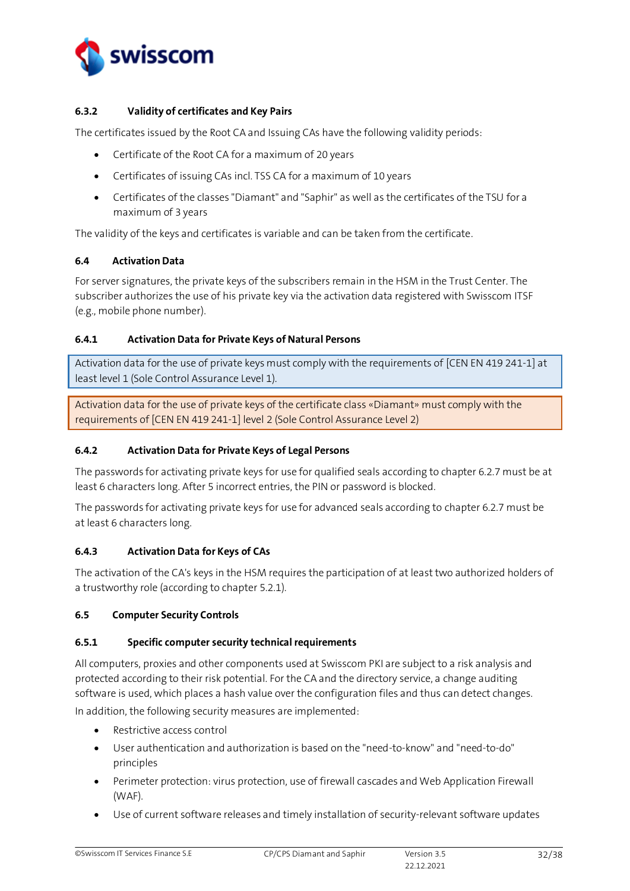#### 6.3.2 Validity of certificates and Key Pairs

The certificates issued by the Root CA and Issuing CAs have the following validity periods:

- Certificate of the Root CA for a maximum of 20 years
- Certificates of issuing CAs incl. TSS CA for a maximum of 10 years
- Certificates of the classes "Diamant" and "Saphir" as well as the certificates of the TSU for a maximum of 3 years

The validity of the keys and certificates is variable and can be taken from the certificate.

### 6.4 Activation Data

For server signatures, the private keys of the subscribers remain in the HSM in the Trust Center. The subscriber authorizes the use of his private key via the activation data registered with Swisscom ITSF (e.g., mobile phone number).

#### 6.4.1 Activation Data for Private Keys of Natural Persons

Activation data for the use of private keys must comply with the requirements of [CEN EN 419 241-1] at least level 1 (Sole Control Assurance Level 1).

Activation data for the use of private keys of the certificate class «Diamant» must comply with the requirements of [CEN EN 419 241-1] level 2 (Sole Control Assurance Level 2)

#### 6.4.2 Activation Data for Private Keys of Legal Persons

The passwords for activating private keys for use for qualified seals according to chapter 6.2.7 must be at least 6 characters long. After 5 incorrect entries, the PIN or password is blocked.

The passwords for activating private keys for use for advanced seals according to chapter 6.2.7 must be at least 6 characters long.

#### 6.4.3 Activation Data for Keys of CAs

The activation of the CA's keys in the HSM requires the participation of at least two authorized holders of a trustworthy role (according to chapter 5.2.1).

### 6.5 Computer Security Controls

#### 6.5.1 Specific computer security technical requirements

All computers, proxies and other components used at Swisscom PKI are subject to a risk analysis and protected according to their risk potential. For the CA and the directory service, a change auditing software is used, which places a hash value over the configuration files and thus can detect changes.

In addition, the following security measures are implemented:

- Restrictive access control
- User authentication and authorization is based on the "need-to-know" and "need-to-do" principles
- Perimeter protection: virus protection, use of firewall cascades and Web Application Firewall (WAF).
- Use of current software releases and timely installation of security-relevant software updates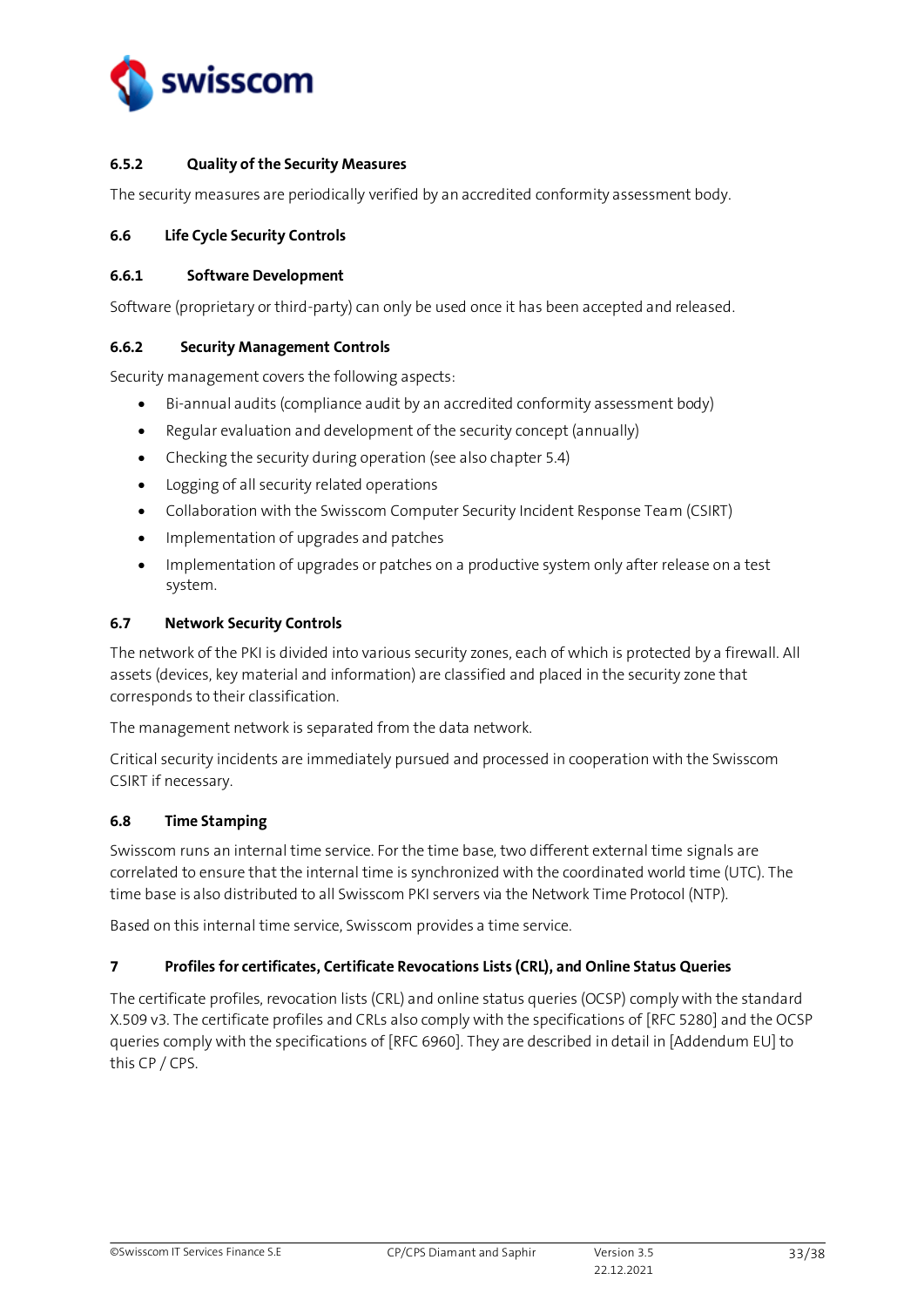#### 6.5.2 Quality of the Security Measures

The security measures are periodically verified by an accredited conformity assessment body.

### 6.6 Life Cycle Security Controls

#### 6.6.1 Software Development

Software (proprietary or third-party) can only be used once it has been accepted and released.

#### 6.6.2 Security Management Controls

Security management covers the following aspects:

- Bi-annual audits (compliance audit by an accredited conformity assessment body)
- Regular evaluation and development of the security concept (annually)
- Checking the security during operation (see also chapter 5.4)
- Logging of all security related operations
- Collaboration with the Swisscom Computer Security Incident Response Team (CSIRT)
- Implementation of upgrades and patches
- Implementation of upgrades or patches on a productive system only after release on a test system.

### 6.7 Network Security Controls

The network of the PKI is divided into various security zones, each of which is protected by a firewall. All assets (devices, key material and information) are classified and placed in the security zone that corresponds to their classification.

The management network is separated from the data network.

Critical security incidents are immediately pursued and processed in cooperation with the Swisscom CSIRT if necessary.

### 6.8 Time Stamping

Swisscom runs an internal time service. For the time base, two different external time signals are correlated to ensure that the internal time is synchronized with the coordinated world time (UTC). The time base is also distributed to all Swisscom PKI servers via the Network Time Protocol (NTP).

Based on this internal time service, Swisscom provides a time service.

## 7 Profiles for certificates, Certificate Revocations Lists (CRL), and Online Status Queries

The certificate profiles, revocation lists (CRL) and online status queries (OCSP) comply with the standard X.509 v3. The certificate profiles and CRLs also comply with the specifications of [RFC 5280] and the OCSP queries comply with the specifications of [RFC 6960]. They are described in detail in [Addendum EU] to this CP / CPS.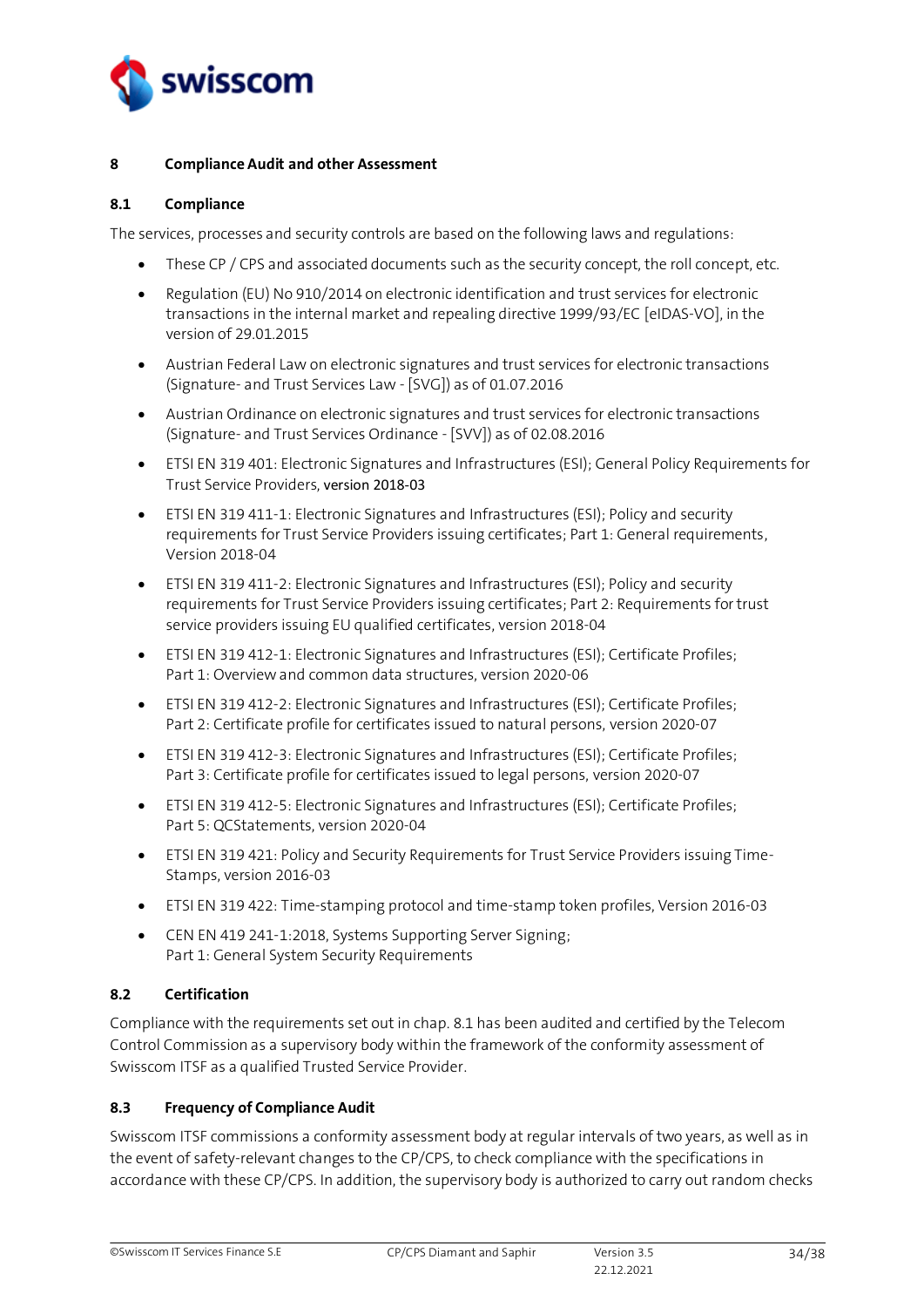# 8 Compliance Audit and other Assessment

## 8.1 Compliance

The services, processes and security controls are based on the following laws and regulations:

- These CP / CPS and associated documents such as the security concept, the roll concept, etc.
- Regulation (EU) No 910/2014 on electronic identification and trust services for electronic transactions in the internal market and repealing directive 1999/93/EC [eIDAS-VO], in the version of 29.01.2015
- Austrian Federal Law on electronic signatures and trust services for electronic transactions (Signature- and Trust Services Law - [SVG]) as of 01.07.2016
- Austrian Ordinance on electronic signatures and trust services for electronic transactions (Signature- and Trust Services Ordinance - [SVV]) as of 02.08.2016
- ETSI EN 319 401: Electronic Signatures and Infrastructures (ESI); General Policy Requirements for Trust Service Providers, version 2018-03
- ETSI EN 319 411-1: Electronic Signatures and Infrastructures (ESI); Policy and security requirements for Trust Service Providers issuing certificates; Part 1: General requirements, Version 2018-04
- ETSI EN 319 411-2: Electronic Signatures and Infrastructures (ESI); Policy and security requirements for Trust Service Providers issuing certificates; Part 2: Requirements for trust service providers issuing EU qualified certificates, version 2018-04
- ETSI EN 319 412-1: Electronic Signatures and Infrastructures (ESI); Certificate Profiles; Part 1: Overview and common data structures, version 2020-06
- ETSI EN 319 412-2: Electronic Signatures and Infrastructures (ESI); Certificate Profiles; Part 2: Certificate profile for certificates issued to natural persons, version 2020-07
- ETSI EN 319 412-3: Electronic Signatures and Infrastructures (ESI); Certificate Profiles; Part 3: Certificate profile for certificates issued to legal persons, version 2020-07
- ETSI EN 319 412-5: Electronic Signatures and Infrastructures (ESI); Certificate Profiles; Part 5: QCStatements, version 2020-04
- ETSI EN 319 421: Policy and Security Requirements for Trust Service Providers issuing Time-Stamps, version 2016-03
- ETSI EN 319 422: Time-stamping protocol and time-stamp token profiles, Version 2016-03
- CEN EN 419 241-1:2018, Systems Supporting Server Signing; Part 1: General System Security Requirements

## 8.2 Certification

Compliance with the requirements set out in chap. 8.1 has been audited and certified by the Telecom Control Commission as a supervisory body within the framework of the conformity assessment of Swisscom ITSF as a qualified Trusted Service Provider.

## 8.3 Frequency of Compliance Audit

Swisscom ITSF commissions a conformity assessment body at regular intervals of two years, as well as in the event of safety-relevant changes to the CP/CPS, to check compliance with the specifications in accordance with these CP/CPS. In addition, the supervisory body is authorized to carry out random checks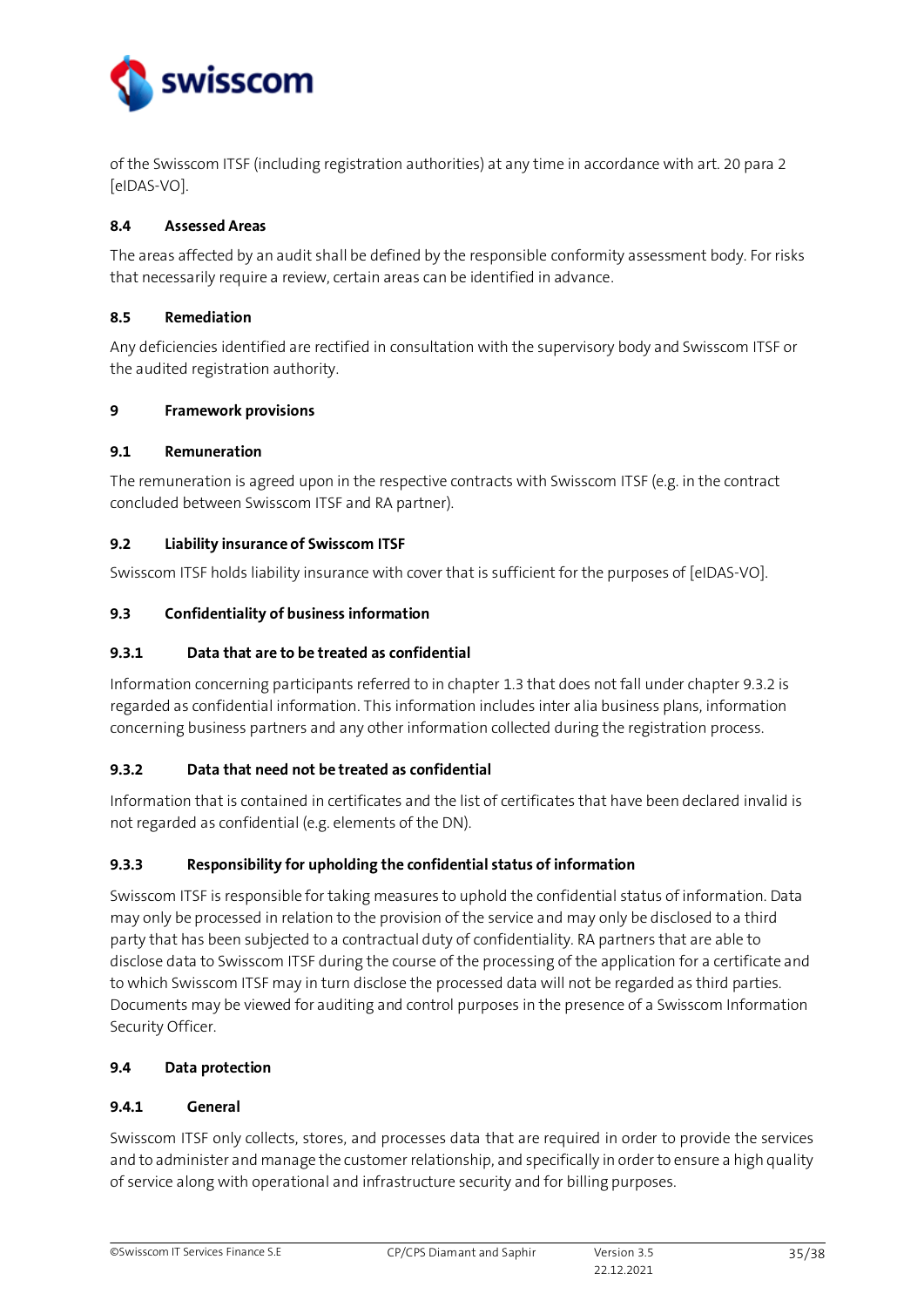of the Swisscom ITSF (including registration authorities) at any time in accordance with art. 20 para 2 [eIDAS-VO].

### 8.4 Assessed Areas

The areas affected by an audit shall be defined by the responsible conformity assessment body. For risks that necessarily require a review, certain areas can be identified in advance.

### 8.5 Remediation

Any deficiencies identified are rectified in consultation with the supervisory body and Swisscom ITSF or the audited registration authority.

## 9 Framework provisions

### 9.1 Remuneration

The remuneration is agreed upon in the respective contracts with Swisscom ITSF (e.g. in the contract concluded between Swisscom ITSF and RA partner).

### 9.2 Liability insurance of Swisscom ITSF

Swisscom ITSF holds liability insurance with cover that is sufficient for the purposes of [eIDAS-VO].

### 9.3 Confidentiality of business information

#### 9.3.1 Data that are to be treated as confidential

Information concerning participants referred to in chapter 1.3 that does not fall under chapter 9.3.2 is regarded as confidential information. This information includes inter alia business plans, information concerning business partners and any other information collected during the registration process.

#### 9.3.2 Data that need not be treated as confidential

Information that is contained in certificates and the list of certificates that have been declared invalid is not regarded as confidential (e.g. elements of the DN).

#### 9.3.3 Responsibility for upholding the confidential status of information

Swisscom ITSF is responsible for taking measures to uphold the confidential status of information. Data may only be processed in relation to the provision of the service and may only be disclosed to a third party that has been subjected to a contractual duty of confidentiality. RA partners that are able to disclose data to Swisscom ITSF during the course of the processing of the application for a certificate and to which Swisscom ITSF may in turn disclose the processed data will not be regarded as third parties. Documents may be viewed for auditing and control purposes in the presence of a Swisscom Information Security Officer.

### 9.4 Data protection

#### 9.4.1 General

Swisscom ITSF only collects, stores, and processes data that are required in order to provide the services and to administer and manage the customer relationship, and specifically in order to ensure a high quality of service along with operational and infrastructure security and for billing purposes.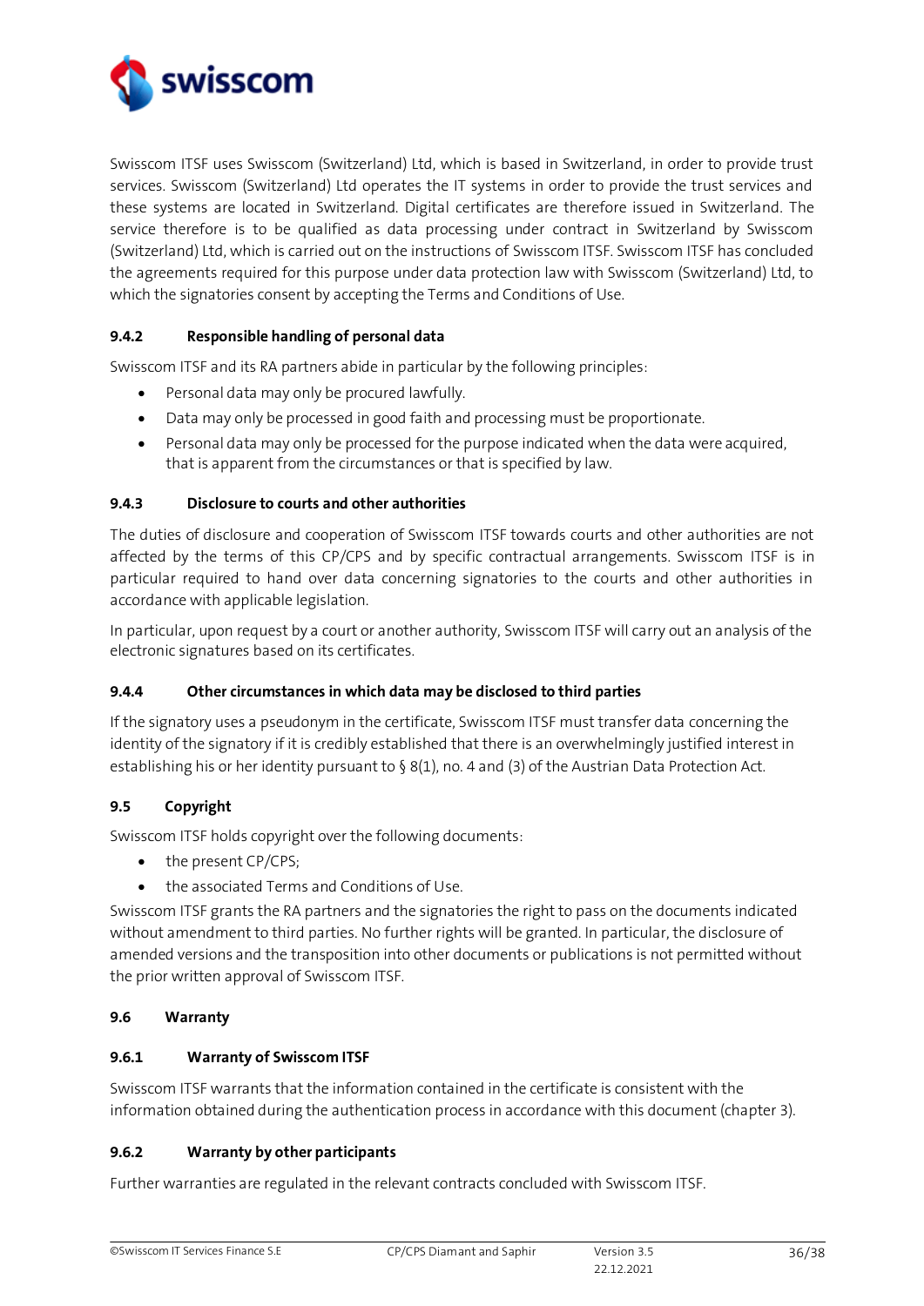Swisscom ITSF uses Swisscom (Switzerland) Ltd, which is based in Switzerland, in order to provide trust services. Swisscom (Switzerland) Ltd operates the IT systems in order to provide the trust services and these systems are located in Switzerland. Digital certificates are therefore issued in Switzerland. The service therefore is to be qualified as data processing under contract in Switzerland by Swisscom (Switzerland) Ltd, which is carried out on the instructions of Swisscom ITSF. Swisscom ITSF has concluded the agreements required for this purpose under data protection law with Swisscom (Switzerland) Ltd, to which the signatories consent by accepting the Terms and Conditions of Use.

#### 9.4.2 Responsible handling of personal data

Swisscom ITSF and its RA partners abide in particular by the following principles:

- Personal data may only be procured lawfully.
- Data may only be processed in good faith and processing must be proportionate.
- Personal data may only be processed for the purpose indicated when the data were acquired, that is apparent from the circumstances or that is specified by law.

#### 9.4.3 Disclosure to courts and other authorities

The duties of disclosure and cooperation of Swisscom ITSF towards courts and other authorities are not affected by the terms of this CP/CPS and by specific contractual arrangements. Swisscom ITSF is in particular required to hand over data concerning signatories to the courts and other authorities in accordance with applicable legislation.

In particular, upon request by a court or another authority, Swisscom ITSF will carry out an analysis of the electronic signatures based on its certificates.

#### 9.4.4 Other circumstances in which data may be disclosed to third parties

If the signatory uses a pseudonym in the certificate, Swisscom ITSF must transfer data concerning the identity of the signatory if it is credibly established that there is an overwhelmingly justified interest in establishing his or her identity pursuant to § 8(1), no. 4 and (3) of the Austrian Data Protection Act.

### 9.5 Copyright

Swisscom ITSF holds copyright over the following documents:

- the present CP/CPS;
- the associated Terms and Conditions of Use.

Swisscom ITSF grants the RA partners and the signatories the right to pass on the documents indicated without amendment to third parties. No further rights will be granted. In particular, the disclosure of amended versions and the transposition into other documents or publications is not permitted without the prior written approval of Swisscom ITSF.

### 9.6 Warranty

#### 9.6.1 Warranty of Swisscom ITSF

Swisscom ITSF warrants that the information contained in the certificate is consistent with the information obtained during the authentication process in accordance with this document (chapter 3).

#### 9.6.2 Warranty by other participants

Further warranties are regulated in the relevant contracts concluded with Swisscom ITSF.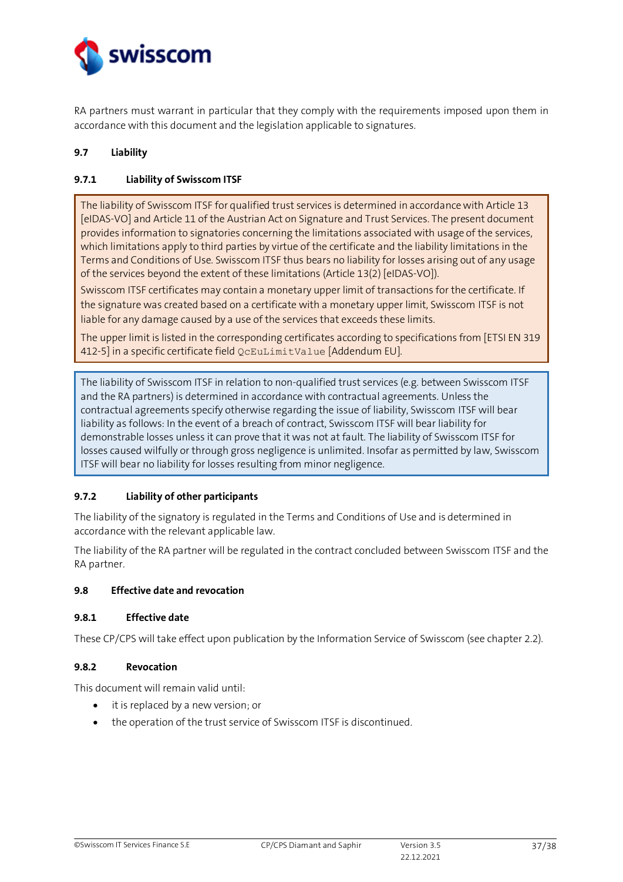RA partners must warrant in particular that they comply with the requirements imposed upon them in accordance with this document and the legislation applicable to signatures.

## 9.7 Liability

### 9.7.1 Liability of Swisscom ITSF

The liability of Swisscom ITSF for qualified trust services is determined in accordance with Article 13 [eIDAS-VO] and Article 11 of the Austrian Act on Signature and Trust Services. The present document provides information to signatories concerning the limitations associated with usage of the services, which limitations apply to third parties by virtue of the certificate and the liability limitations in the Terms and Conditions of Use. Swisscom ITSF thus bears no liability for losses arising out of any usage of the services beyond the extent of these limitations (Article 13(2) [eIDAS-VO]).

Swisscom ITSF certificates may contain a monetary upper limit of transactions for the certificate. If the signature was created based on a certificate with a monetary upper limit, Swisscom ITSF is not liable for any damage caused by a use of the services that exceeds these limits.

The upper limit is listed in the corresponding certificates according to specifications from [ETSI EN 319 412-5] in a specific certificate field `QcEuLimitValue` [Addendum EU].

The liability of Swisscom ITSF in relation to non-qualified trust services (e.g. between Swisscom ITSF and the RA partners) is determined in accordance with contractual agreements. Unless the contractual agreements specify otherwise regarding the issue of liability, Swisscom ITSF will bear liability as follows: In the event of a breach of contract, Swisscom ITSF will bear liability for demonstrable losses unless it can prove that it was not at fault. The liability of Swisscom ITSF for losses caused wilfully or through gross negligence is unlimited. Insofar as permitted by law, Swisscom ITSF will bear no liability for losses resulting from minor negligence.

### 9.7.2 Liability of other participants

The liability of the signatory is regulated in the Terms and Conditions of Use and is determined in accordance with the relevant applicable law.

The liability of the RA partner will be regulated in the contract concluded between Swisscom ITSF and the RA partner.

## 9.8 Effective date and revocation

### 9.8.1 Effective date

These CP/CPS will take effect upon publication by the Information Service of Swisscom (see chapter 2.2).

### 9.8.2 Revocation

This document will remain valid until:

- it is replaced by a new version; or
- the operation of the trust service of Swisscom ITSF is discontinued.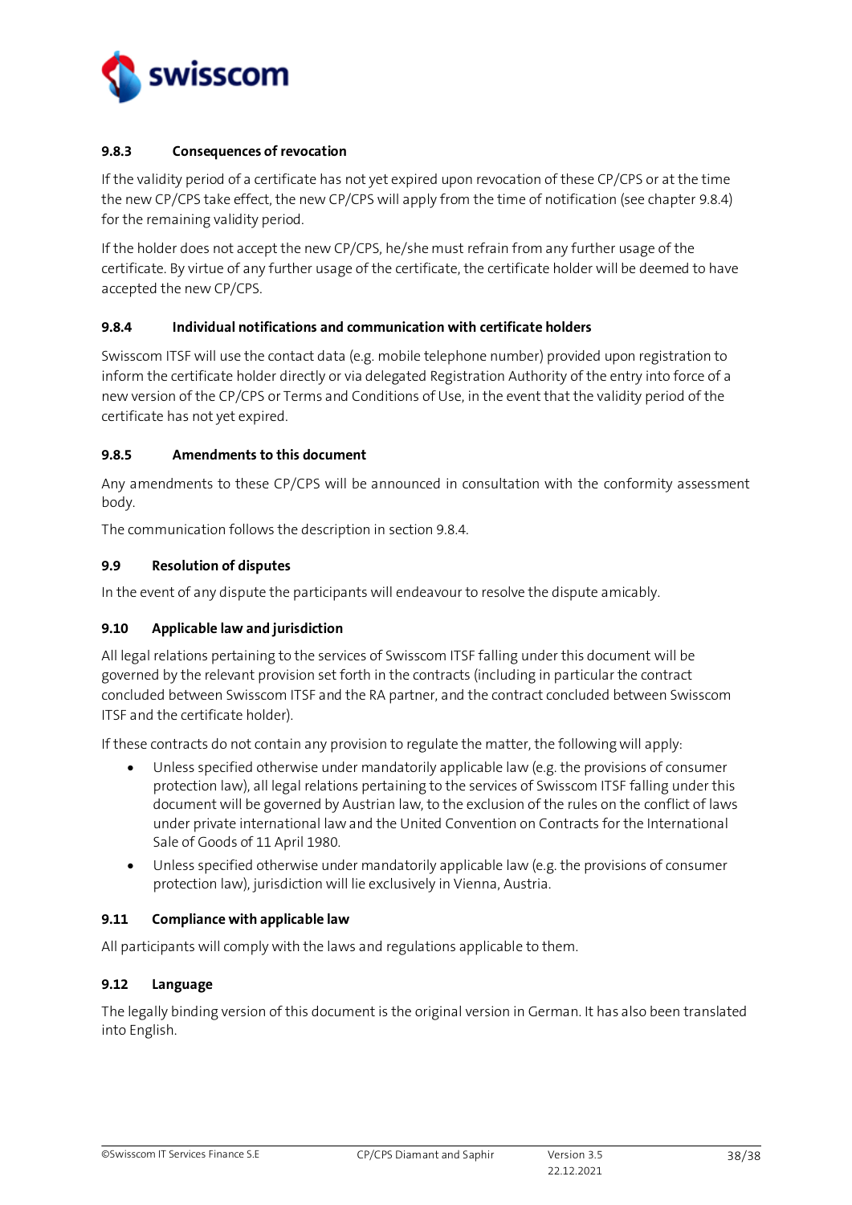### 9.8.3 Consequences of revocation

If the validity period of a certificate has not yet expired upon revocation of these CP/CPS or at the time the new CP/CPS take effect, the new CP/CPS will apply from the time of notification (see chapter 9.8.4) for the remaining validity period.

If the holder does not accept the new CP/CPS, he/she must refrain from any further usage of the certificate. By virtue of any further usage of the certificate, the certificate holder will be deemed to have accepted the new CP/CPS.

### 9.8.4 Individual notifications and communication with certificate holders

Swisscom ITSF will use the contact data (e.g. mobile telephone number) provided upon registration to inform the certificate holder directly or via delegated Registration Authority of the entry into force of a new version of the CP/CPS or Terms and Conditions of Use, in the event that the validity period of the certificate has not yet expired.

### 9.8.5 Amendments to this document

Any amendments to these CP/CPS will be announced in consultation with the conformity assessment body.

The communication follows the description in section 9.8.4.

## 9.9 Resolution of disputes

In the event of any dispute the participants will endeavour to resolve the dispute amicably.

## 9.10 Applicable law and jurisdiction

All legal relations pertaining to the services of Swisscom ITSF falling under this document will be governed by the relevant provision set forth in the contracts (including in particular the contract concluded between Swisscom ITSF and the RA partner, and the contract concluded between Swisscom ITSF and the certificate holder).

If these contracts do not contain any provision to regulate the matter, the following will apply:

- Unless specified otherwise under mandatorily applicable law (e.g. the provisions of consumer protection law), all legal relations pertaining to the services of Swisscom ITSF falling under this document will be governed by Austrian law, to the exclusion of the rules on the conflict of laws under private international law and the United Convention on Contracts for the International Sale of Goods of 11 April 1980.
- Unless specified otherwise under mandatorily applicable law (e.g. the provisions of consumer protection law), jurisdiction will lie exclusively in Vienna, Austria.

## 9.11 Compliance with applicable law

All participants will comply with the laws and regulations applicable to them.

## 9.12 Language

The legally binding version of this document is the original version in German. It has also been translated into English.